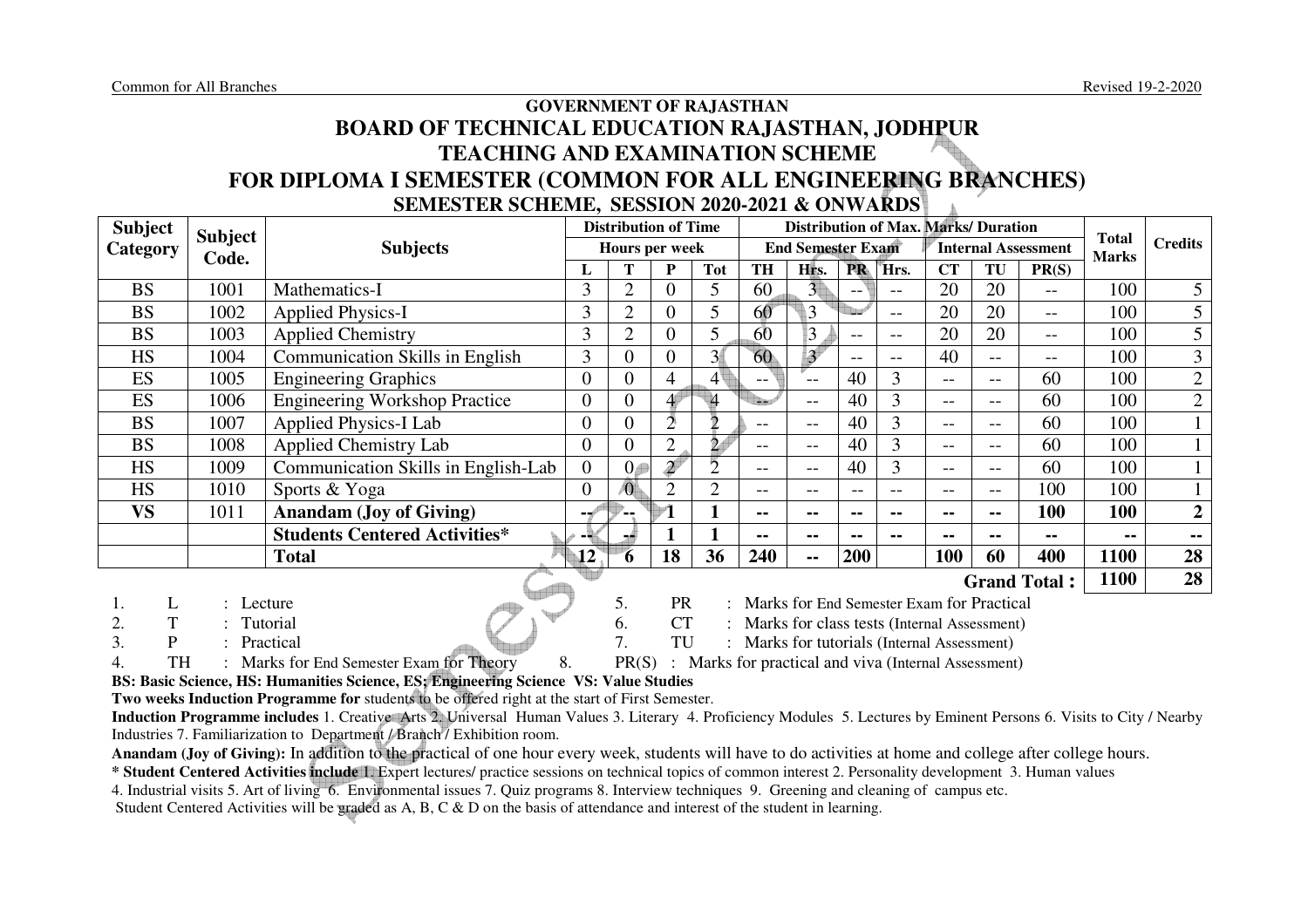Common for All Branches | Revised 19-2-2020

# GOVERNMENT OF RAJASTHAN
# BOARD OF TECHNICAL EDUCATION RAJASTHAN, JODHPUR
## TEACHING AND EXAMINATION SCHEME
## FOR DIPLOMA I SEMESTER (COMMON FOR ALL ENGINEERING BRANCHES)
### SEMESTER SCHEME, SESSION 2020-2021 & ONWARDS

| Subject Category | Subject Code. | Subjects | Distribution of Time Hours per week | | | | Distribution of Max. Marks/ Duration | | | | | | | Total Marks | Credits |
|---|---|---|---|---|---|---|---|---|---|---|---|---|---|---|---|
| | | | | | | | End Semester Exam | | | | Internal Assessment | | | | |
| | | | L | T | P | Tot | TH | Hrs. | PR | Hrs. | CT | TU | PR(S) | | |
| BS | 1001 | Mathematics-I | 3 | 2 | 0 | 5 | 60 | 3 | -- | -- | 20 | 20 | -- | 100 | 5 |
| BS | 1002 | Applied Physics-I | 3 | 2 | 0 | 5 | 60 | 3 | -- | -- | 20 | 20 | -- | 100 | 5 |
| BS | 1003 | Applied Chemistry | 3 | 2 | 0 | 5 | 60 | 3 | -- | -- | 20 | 20 | -- | 100 | 5 |
| HS | 1004 | Communication Skills in English | 3 | 0 | 0 | 3 | 60 | 3 | -- | -- | 40 | -- | -- | 100 | 3 |
| ES | 1005 | Engineering Graphics | 0 | 0 | 4 | 4 | -- | -- | 40 | 3 | -- | -- | 60 | 100 | 2 |
| ES | 1006 | Engineering Workshop Practice | 0 | 0 | 4 | 4 | -- | -- | 40 | 3 | -- | -- | 60 | 100 | 2 |
| BS | 1007 | Applied Physics-I Lab | 0 | 0 | 2 | 2 | -- | -- | 40 | 3 | -- | -- | 60 | 100 | 1 |
| BS | 1008 | Applied Chemistry Lab | 0 | 0 | 2 | 2 | -- | -- | 40 | 3 | -- | -- | 60 | 100 | 1 |
| HS | 1009 | Communication Skills in English-Lab | 0 | 0 | 2 | 2 | -- | -- | 40 | 3 | -- | -- | 60 | 100 | 1 |
| HS | 1010 | Sports & Yoga | 0 | 0 | 2 | 2 | -- | -- | -- | -- | -- | -- | 100 | 100 | 1 |
| **VS** | 1011 | **Anandam (Joy of Giving)** | **--** | **--** | **1** | **1** | **--** | **--** | **--** | **--** | **--** | **--** | **100** | **100** | **2** |
| | | **Students Centered Activities*** | **--** | **--** | **1** | **1** | **--** | **--** | **--** | **--** | **--** | **--** | **--** | **--** | **--** |
| | | **Total** | **12** | **6** | **18** | **36** | **240** | **--** | **200** | | **100** | **60** | **400** | **1100** | **28** |
| | | | | | | | | | | | | | **Grand Total :** | **1100** | **28** |

1. L : Lecture
2. T : Tutorial
3. P : Practical
4. TH : Marks for End Semester Exam for Theory
5. PR : Marks for End Semester Exam for Practical
6. CT : Marks for class tests (Internal Assessment)
7. TU : Marks for tutorials (Internal Assessment)
8. PR(S) : Marks for practical and viva (Internal Assessment)

**BS: Basic Science, HS: Humanities Science, ES: Engineering Science VS: Value Studies**

**Two weeks Induction Programme for** students to be offered right at the start of First Semester.

**Induction Programme includes** 1. Creative Arts 2. Universal Human Values 3. Literary 4. Proficiency Modules 5. Lectures by Eminent Persons 6. Visits to City / Nearby Industries 7. Familiarization to Department / Branch / Exhibition room.

**Anandam (Joy of Giving):** In addition to the practical of one hour every week, students will have to do activities at home and college after college hours.

**\* Student Centered Activities include** 1. Expert lectures/ practice sessions on technical topics of common interest 2. Personality development 3. Human values 4. Industrial visits 5. Art of living 6. Environmental issues 7. Quiz programs 8. Interview techniques 9. Greening and cleaning of campus etc.

Student Centered Activities will be graded as A, B, C & D on the basis of attendance and interest of the student in learning.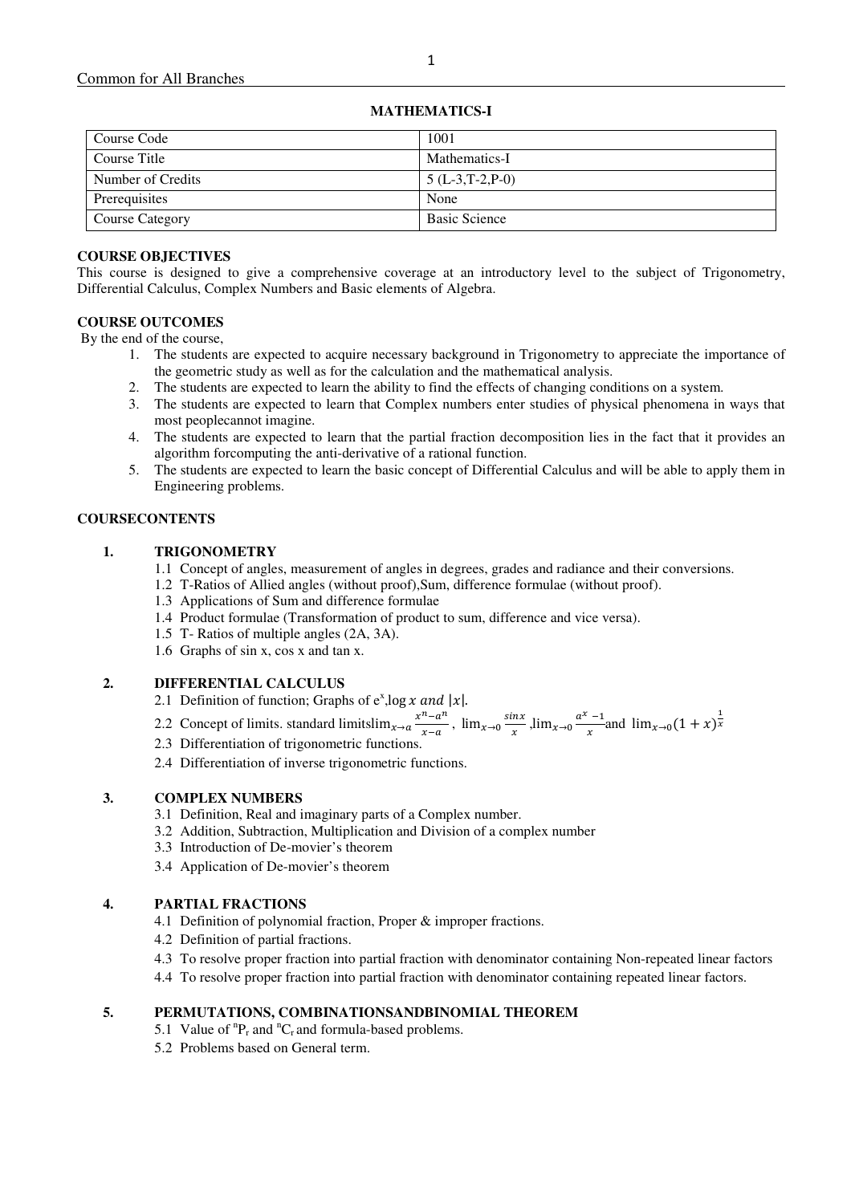Common for All Branches

## MATHEMATICS-I

| Course Code | 1001 |
|---|---|
| Course Title | Mathematics-I |
| Number of Credits | 5 (L-3,T-2,P-0) |
| Prerequisites | None |
| Course Category | Basic Science |

**COURSE OBJECTIVES**

This course is designed to give a comprehensive coverage at an introductory level to the subject of Trigonometry, Differential Calculus, Complex Numbers and Basic elements of Algebra.

**COURSE OUTCOMES**

By the end of the course,

1. The students are expected to acquire necessary background in Trigonometry to appreciate the importance of the geometric study as well as for the calculation and the mathematical analysis.
2. The students are expected to learn the ability to find the effects of changing conditions on a system.
3. The students are expected to learn that Complex numbers enter studies of physical phenomena in ways that most peoplecannot imagine.
4. The students are expected to learn that the partial fraction decomposition lies in the fact that it provides an algorithm forcomputing the anti-derivative of a rational function.
5. The students are expected to learn the basic concept of Differential Calculus and will be able to apply them in Engineering problems.

**COURSECONTENTS**

**1. TRIGONOMETRY**

1.1 Concept of angles, measurement of angles in degrees, grades and radiance and their conversions.
1.2 T-Ratios of Allied angles (without proof),Sum, difference formulae (without proof).
1.3 Applications of Sum and difference formulae
1.4 Product formulae (Transformation of product to sum, difference and vice versa).
1.5 T- Ratios of multiple angles (2A, 3A).
1.6 Graphs of sin x, cos x and tan x.

**2. DIFFERENTIAL CALCULUS**

2.1 Definition of function; Graphs of $e^x$,log $x$ and $|x|$.
2.2 Concept of limits. standard limits$\lim_{x\to a}\frac{x^n-a^n}{x-a}$, $\lim_{x\to 0}\frac{sinx}{x}$ ,$\lim_{x\to 0}\frac{a^x-1}{x}$and $\lim_{x\to 0}(1+x)^{\frac{1}{x}}$
2.3 Differentiation of trigonometric functions.
2.4 Differentiation of inverse trigonometric functions.

**3. COMPLEX NUMBERS**

3.1 Definition, Real and imaginary parts of a Complex number.
3.2 Addition, Subtraction, Multiplication and Division of a complex number
3.3 Introduction of De-movier's theorem
3.4 Application of De-movier's theorem

**4. PARTIAL FRACTIONS**

4.1 Definition of polynomial fraction, Proper & improper fractions.
4.2 Definition of partial fractions.
4.3 To resolve proper fraction into partial fraction with denominator containing Non-repeated linear factors
4.4 To resolve proper fraction into partial fraction with denominator containing repeated linear factors.

**5. PERMUTATIONS, COMBINATIONSANDBINOMIAL THEOREM**

5.1 Value of ${}^nP_r$ and ${}^nC_r$ and formula-based problems.
5.2 Problems based on General term.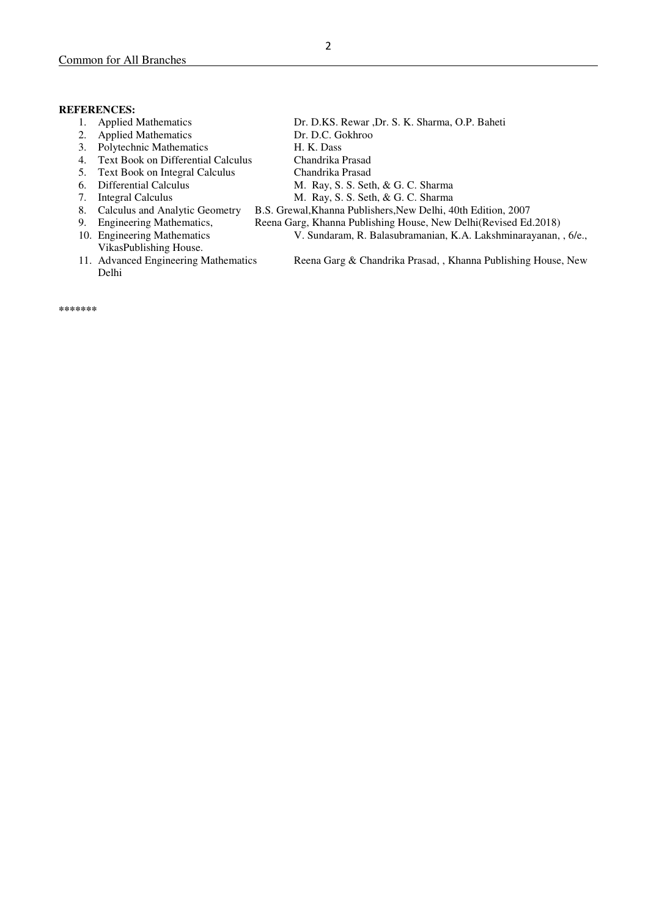**REFERENCES:**

1. Applied Mathematics Dr. D.KS. Rewar ,Dr. S. K. Sharma, O.P. Baheti
2. Applied Mathematics Dr. D.C. Gokhroo
3. Polytechnic Mathematics H. K. Dass
4. Text Book on Differential Calculus Chandrika Prasad
5. Text Book on Integral Calculus Chandrika Prasad
6. Differential Calculus M. Ray, S. S. Seth, & G. C. Sharma
7. Integral Calculus M. Ray, S. S. Seth, & G. C. Sharma
8. Calculus and Analytic Geometry B.S. Grewal,Khanna Publishers,New Delhi, 40th Edition, 2007
9. Engineering Mathematics, Reena Garg, Khanna Publishing House, New Delhi(Revised Ed.2018)
10. Engineering Mathematics V. Sundaram, R. Balasubramanian, K.A. Lakshminarayanan, , 6/e., VikasPublishing House.
11. Advanced Engineering Mathematics Reena Garg & Chandrika Prasad, , Khanna Publishing House, New Delhi

*******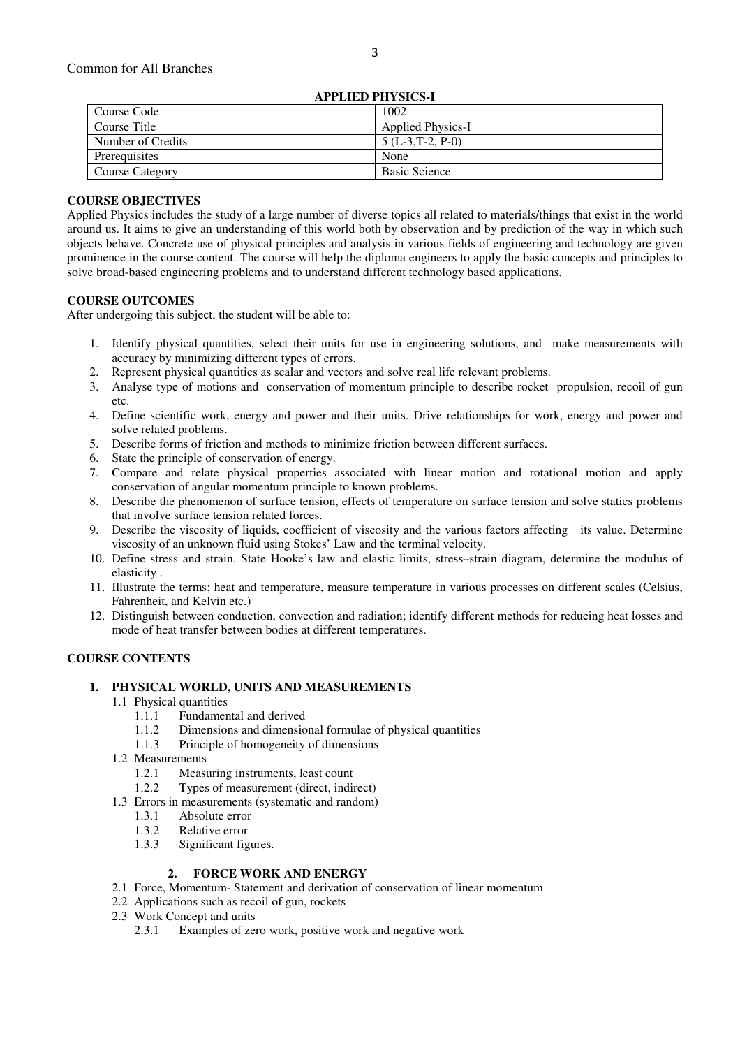# APPLIED PHYSICS-I

| Course Code | 1002 |
|---|---|
| Course Title | Applied Physics-I |
| Number of Credits | 5 (L-3,T-2, P-0) |
| Prerequisites | None |
| Course Category | Basic Science |

**COURSE OBJECTIVES**

Applied Physics includes the study of a large number of diverse topics all related to materials/things that exist in the world around us. It aims to give an understanding of this world both by observation and by prediction of the way in which such objects behave. Concrete use of physical principles and analysis in various fields of engineering and technology are given prominence in the course content. The course will help the diploma engineers to apply the basic concepts and principles to solve broad-based engineering problems and to understand different technology based applications.

**COURSE OUTCOMES**

After undergoing this subject, the student will be able to:

1. Identify physical quantities, select their units for use in engineering solutions, and make measurements with accuracy by minimizing different types of errors.
2. Represent physical quantities as scalar and vectors and solve real life relevant problems.
3. Analyse type of motions and conservation of momentum principle to describe rocket propulsion, recoil of gun etc.
4. Define scientific work, energy and power and their units. Drive relationships for work, energy and power and solve related problems.
5. Describe forms of friction and methods to minimize friction between different surfaces.
6. State the principle of conservation of energy.
7. Compare and relate physical properties associated with linear motion and rotational motion and apply conservation of angular momentum principle to known problems.
8. Describe the phenomenon of surface tension, effects of temperature on surface tension and solve statics problems that involve surface tension related forces.
9. Describe the viscosity of liquids, coefficient of viscosity and the various factors affecting its value. Determine viscosity of an unknown fluid using Stokes' Law and the terminal velocity.
10. Define stress and strain. State Hooke's law and elastic limits, stress–strain diagram, determine the modulus of elasticity .
11. Illustrate the terms; heat and temperature, measure temperature in various processes on different scales (Celsius, Fahrenheit, and Kelvin etc.)
12. Distinguish between conduction, convection and radiation; identify different methods for reducing heat losses and mode of heat transfer between bodies at different temperatures.

**COURSE CONTENTS**

**1. PHYSICAL WORLD, UNITS AND MEASUREMENTS**

- 1.1 Physical quantities
  - 1.1.1 Fundamental and derived
  - 1.1.2 Dimensions and dimensional formulae of physical quantities
  - 1.1.3 Principle of homogeneity of dimensions
- 1.2 Measurements
  - 1.2.1 Measuring instruments, least count
  - 1.2.2 Types of measurement (direct, indirect)
- 1.3 Errors in measurements (systematic and random)
  - 1.3.1 Absolute error
  - 1.3.2 Relative error
  - 1.3.3 Significant figures.

**2. FORCE WORK AND ENERGY**

- 2.1 Force, Momentum- Statement and derivation of conservation of linear momentum
- 2.2 Applications such as recoil of gun, rockets
- 2.3 Work Concept and units
  - 2.3.1 Examples of zero work, positive work and negative work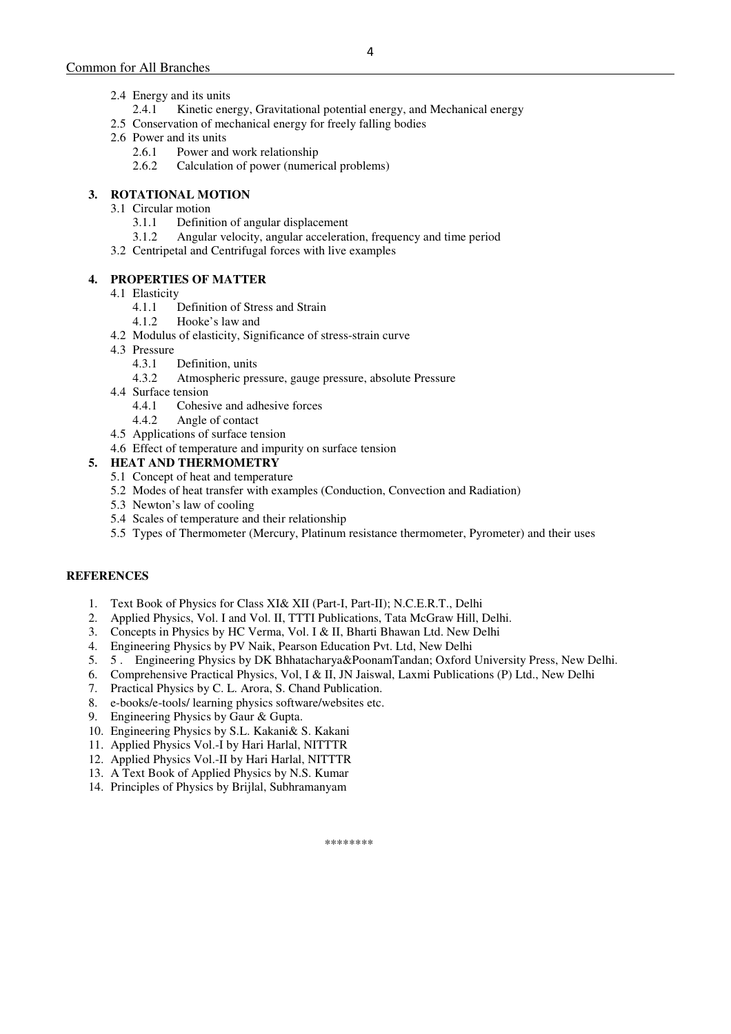- 2.4 Energy and its units
  - 2.4.1 Kinetic energy, Gravitational potential energy, and Mechanical energy
- 2.5 Conservation of mechanical energy for freely falling bodies
- 2.6 Power and its units
  - 2.6.1 Power and work relationship
  - 2.6.2 Calculation of power (numerical problems)

**3. ROTATIONAL MOTION**

- 3.1 Circular motion
  - 3.1.1 Definition of angular displacement
  - 3.1.2 Angular velocity, angular acceleration, frequency and time period
- 3.2 Centripetal and Centrifugal forces with live examples

**4. PROPERTIES OF MATTER**

- 4.1 Elasticity
  - 4.1.1 Definition of Stress and Strain
  - 4.1.2 Hooke's law and
- 4.2 Modulus of elasticity, Significance of stress-strain curve
- 4.3 Pressure
  - 4.3.1 Definition, units
  - 4.3.2 Atmospheric pressure, gauge pressure, absolute Pressure
- 4.4 Surface tension
  - 4.4.1 Cohesive and adhesive forces
  - 4.4.2 Angle of contact
- 4.5 Applications of surface tension
- 4.6 Effect of temperature and impurity on surface tension

**5. HEAT AND THERMOMETRY**

- 5.1 Concept of heat and temperature
- 5.2 Modes of heat transfer with examples (Conduction, Convection and Radiation)
- 5.3 Newton's law of cooling
- 5.4 Scales of temperature and their relationship
- 5.5 Types of Thermometer (Mercury, Platinum resistance thermometer, Pyrometer) and their uses

**REFERENCES**

1. Text Book of Physics for Class XI& XII (Part-I, Part-II); N.C.E.R.T., Delhi
2. Applied Physics, Vol. I and Vol. II, TTTI Publications, Tata McGraw Hill, Delhi.
3. Concepts in Physics by HC Verma, Vol. I & II, Bharti Bhawan Ltd. New Delhi
4. Engineering Physics by PV Naik, Pearson Education Pvt. Ltd, New Delhi
5. 5 . Engineering Physics by DK Bhhatacharya&PoonamTandan; Oxford University Press, New Delhi.
6. Comprehensive Practical Physics, Vol, I & II, JN Jaiswal, Laxmi Publications (P) Ltd., New Delhi
7. Practical Physics by C. L. Arora, S. Chand Publication.
8. e-books/e-tools/ learning physics software/websites etc.
9. Engineering Physics by Gaur & Gupta.
10. Engineering Physics by S.L. Kakani& S. Kakani
11. Applied Physics Vol.-I by Hari Harlal, NITTTR
12. Applied Physics Vol.-II by Hari Harlal, NITTTR
13. A Text Book of Applied Physics by N.S. Kumar
14. Principles of Physics by Brijlal, Subhramanyam

********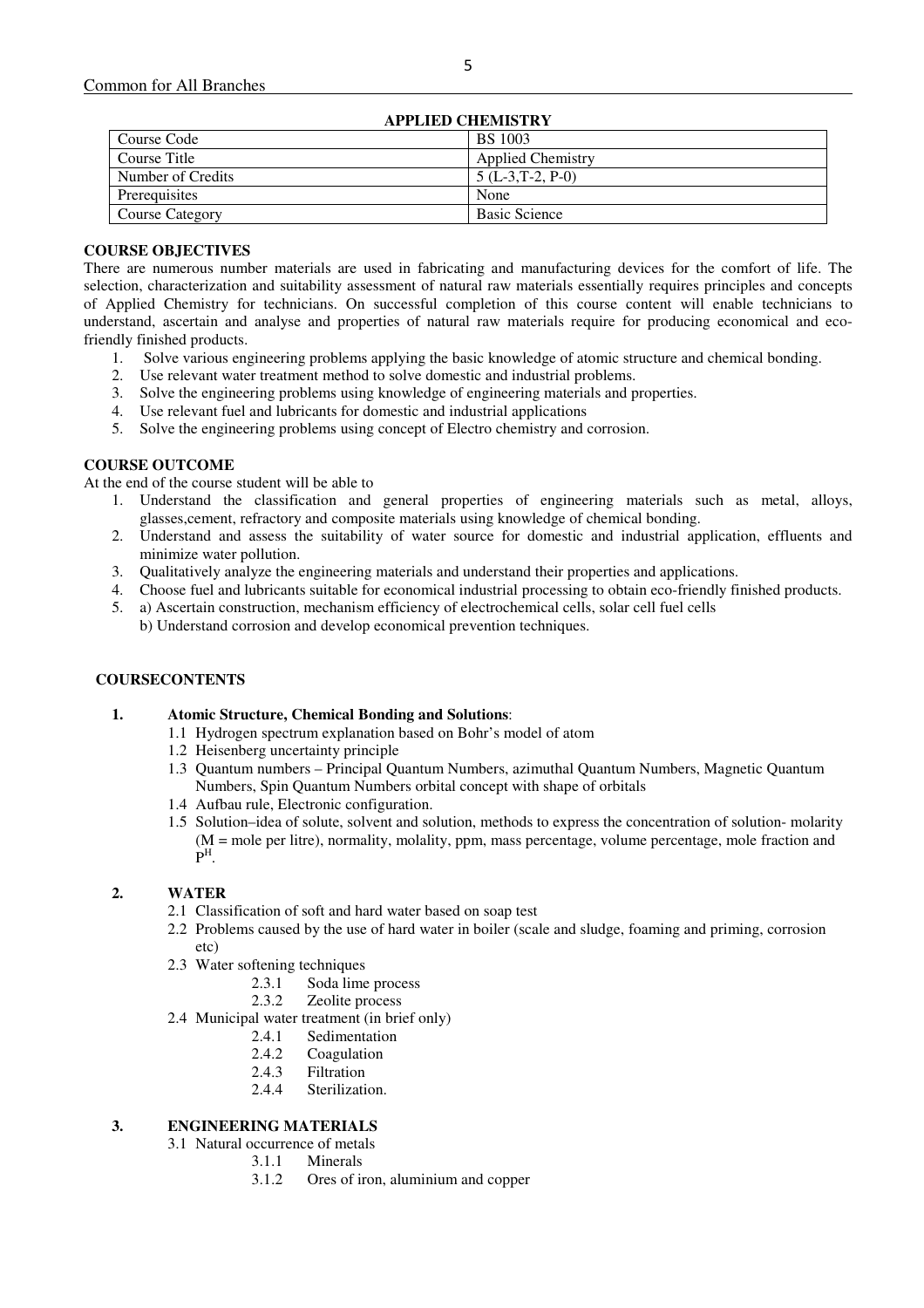Common for All Branches

## APPLIED CHEMISTRY

| Course Code | BS 1003 |
|---|---|
| Course Title | Applied Chemistry |
| Number of Credits | 5 (L-3,T-2, P-0) |
| Prerequisites | None |
| Course Category | Basic Science |

**COURSE OBJECTIVES**

There are numerous number materials are used in fabricating and manufacturing devices for the comfort of life. The selection, characterization and suitability assessment of natural raw materials essentially requires principles and concepts of Applied Chemistry for technicians. On successful completion of this course content will enable technicians to understand, ascertain and analyse and properties of natural raw materials require for producing economical and eco-friendly finished products.

1. Solve various engineering problems applying the basic knowledge of atomic structure and chemical bonding.
2. Use relevant water treatment method to solve domestic and industrial problems.
3. Solve the engineering problems using knowledge of engineering materials and properties.
4. Use relevant fuel and lubricants for domestic and industrial applications
5. Solve the engineering problems using concept of Electro chemistry and corrosion.

**COURSE OUTCOME**

At the end of the course student will be able to

1. Understand the classification and general properties of engineering materials such as metal, alloys, glasses,cement, refractory and composite materials using knowledge of chemical bonding.
2. Understand and assess the suitability of water source for domestic and industrial application, effluents and minimize water pollution.
3. Qualitatively analyze the engineering materials and understand their properties and applications.
4. Choose fuel and lubricants suitable for economical industrial processing to obtain eco-friendly finished products.
5. a) Ascertain construction, mechanism efficiency of electrochemical cells, solar cell fuel cells
   b) Understand corrosion and develop economical prevention techniques.

**COURSECONTENTS**

**1. Atomic Structure, Chemical Bonding and Solutions**:

- 1.1 Hydrogen spectrum explanation based on Bohr's model of atom
- 1.2 Heisenberg uncertainty principle
- 1.3 Quantum numbers – Principal Quantum Numbers, azimuthal Quantum Numbers, Magnetic Quantum Numbers, Spin Quantum Numbers orbital concept with shape of orbitals
- 1.4 Aufbau rule, Electronic configuration.
- 1.5 Solution–idea of solute, solvent and solution, methods to express the concentration of solution- molarity (M = mole per litre), normality, molality, ppm, mass percentage, volume percentage, mole fraction and $P^H$.

**2. WATER**

- 2.1 Classification of soft and hard water based on soap test
- 2.2 Problems caused by the use of hard water in boiler (scale and sludge, foaming and priming, corrosion etc)
- 2.3 Water softening techniques
  - 2.3.1 Soda lime process
  - 2.3.2 Zeolite process
- 2.4 Municipal water treatment (in brief only)
  - 2.4.1 Sedimentation
  - 2.4.2 Coagulation
  - 2.4.3 Filtration
  - 2.4.4 Sterilization.

**3. ENGINEERING MATERIALS**

- 3.1 Natural occurrence of metals
  - 3.1.1 Minerals
  - 3.1.2 Ores of iron, aluminium and copper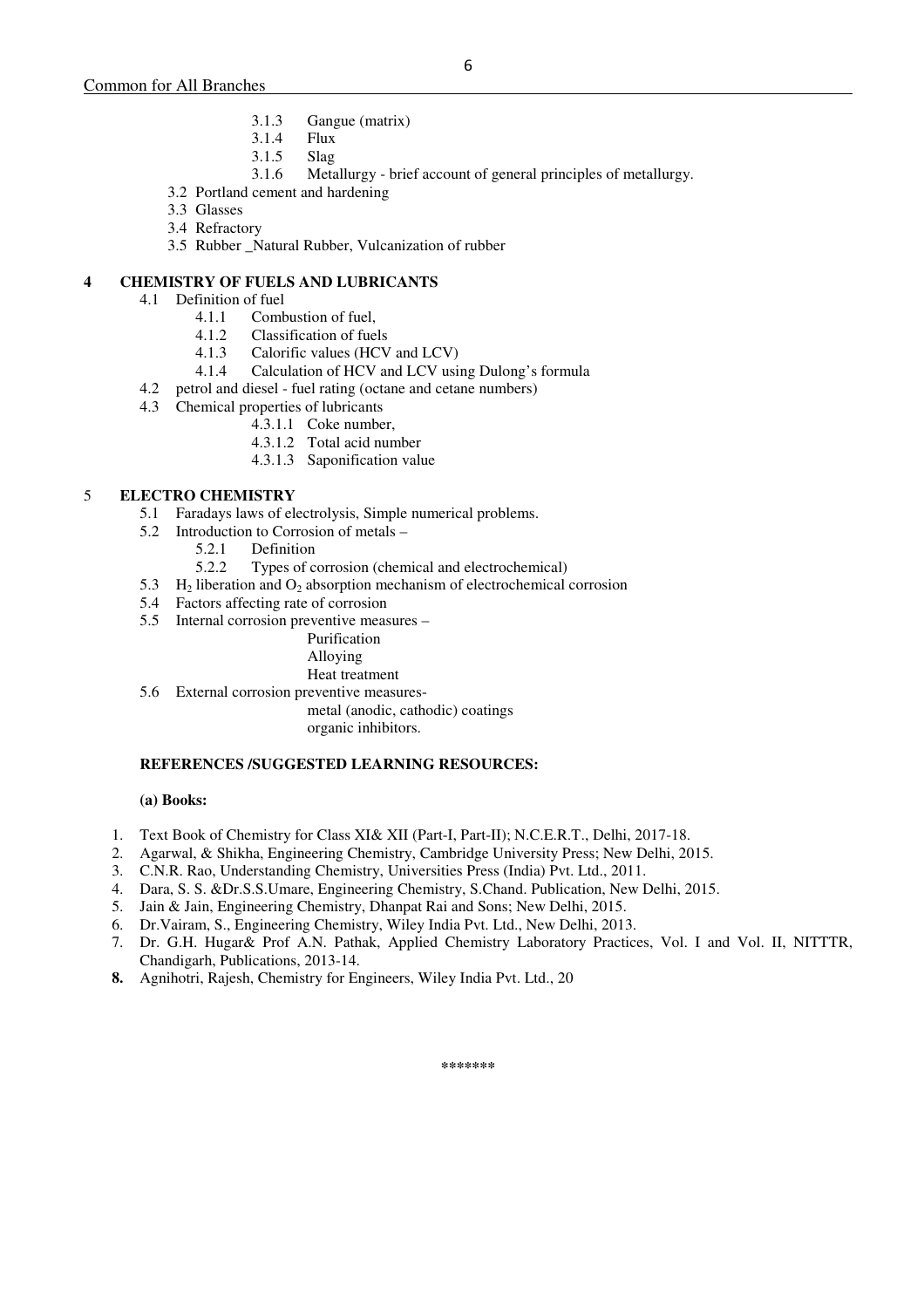- 3.1.3 Gangue (matrix)
- 3.1.4 Flux
- 3.1.5 Slag
- 3.1.6 Metallurgy - brief account of general principles of metallurgy.

- 3.2 Portland cement and hardening
- 3.3 Glasses
- 3.4 Refractory
- 3.5 Rubber _Natural Rubber, Vulcanization of rubber

**4 CHEMISTRY OF FUELS AND LUBRICANTS**

- 4.1 Definition of fuel
  - 4.1.1 Combustion of fuel,
  - 4.1.2 Classification of fuels
  - 4.1.3 Calorific values (HCV and LCV)
  - 4.1.4 Calculation of HCV and LCV using Dulong's formula
- 4.2 petrol and diesel - fuel rating (octane and cetane numbers)
- 4.3 Chemical properties of lubricants
  - 4.3.1.1 Coke number,
  - 4.3.1.2 Total acid number
  - 4.3.1.3 Saponification value

**5 ELECTRO CHEMISTRY**

- 5.1 Faradays laws of electrolysis, Simple numerical problems.
- 5.2 Introduction to Corrosion of metals –
  - 5.2.1 Definition
  - 5.2.2 Types of corrosion (chemical and electrochemical)
- 5.3 $H_2$ liberation and $O_2$ absorption mechanism of electrochemical corrosion
- 5.4 Factors affecting rate of corrosion
- 5.5 Internal corrosion preventive measures –
  - Purification
  - Alloying
  - Heat treatment
- 5.6 External corrosion preventive measures-
  - metal (anodic, cathodic) coatings
  - organic inhibitors.

**REFERENCES /SUGGESTED LEARNING RESOURCES:**

**(a) Books:**

1. Text Book of Chemistry for Class XI& XII (Part-I, Part-II); N.C.E.R.T., Delhi, 2017-18.
2. Agarwal, & Shikha, Engineering Chemistry, Cambridge University Press; New Delhi, 2015.
3. C.N.R. Rao, Understanding Chemistry, Universities Press (India) Pvt. Ltd., 2011.
4. Dara, S. S. &Dr.S.S.Umare, Engineering Chemistry, S.Chand. Publication, New Delhi, 2015.
5. Jain & Jain, Engineering Chemistry, Dhanpat Rai and Sons; New Delhi, 2015.
6. Dr.Vairam, S., Engineering Chemistry, Wiley India Pvt. Ltd., New Delhi, 2013.
7. Dr. G.H. Hugar& Prof A.N. Pathak, Applied Chemistry Laboratory Practices, Vol. I and Vol. II, NITTTR, Chandigarh, Publications, 2013-14.
8. **Agnihotri, Rajesh, Chemistry for Engineers, Wiley India Pvt. Ltd., 20**

*******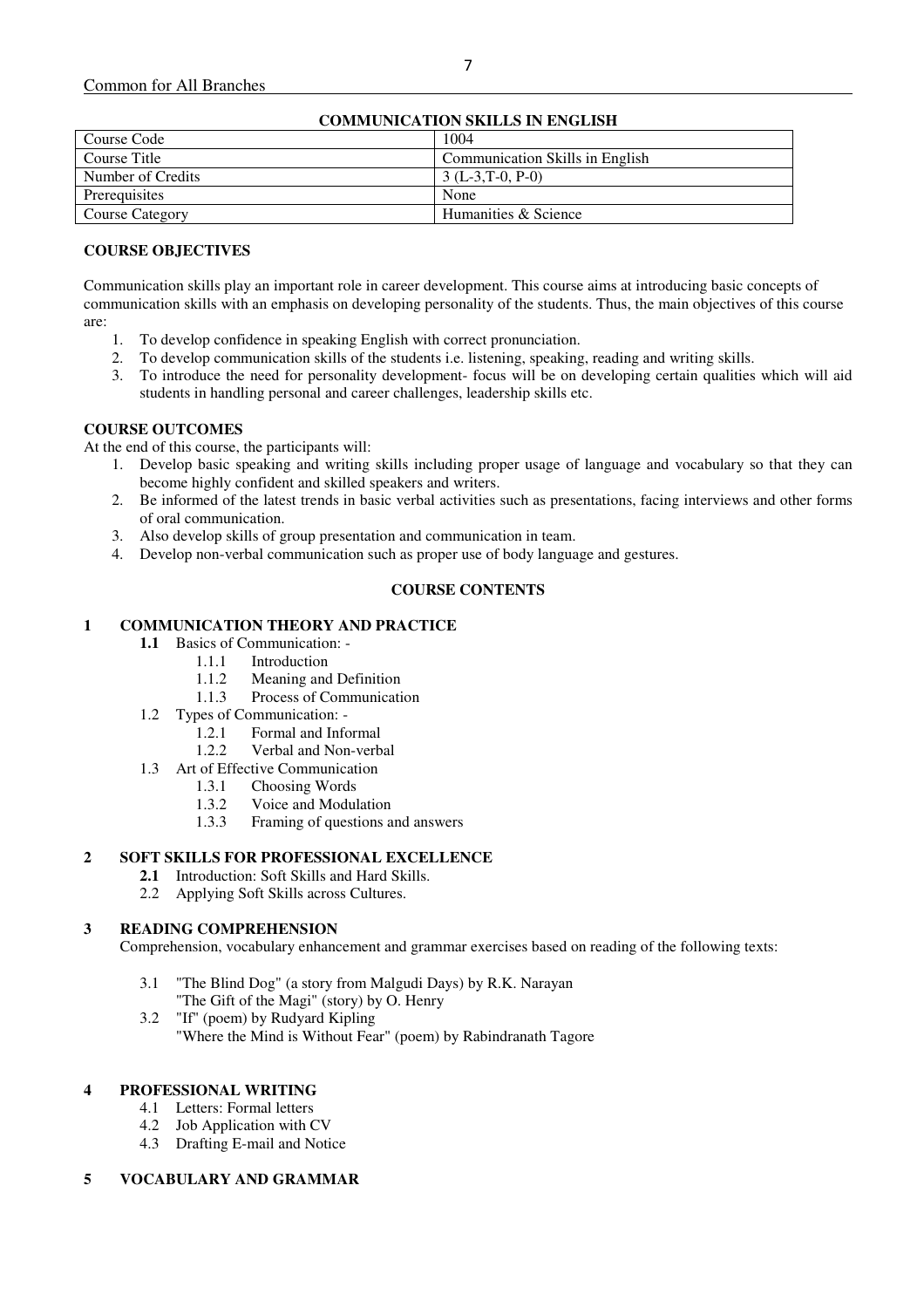Common for All Branches

## COMMUNICATION SKILLS IN ENGLISH

| Course Code | 1004 |
| --- | --- |
| Course Title | Communication Skills in English |
| Number of Credits | 3 (L-3,T-0, P-0) |
| Prerequisites | None |
| Course Category | Humanities & Science |

### COURSE OBJECTIVES

Communication skills play an important role in career development. This course aims at introducing basic concepts of communication skills with an emphasis on developing personality of the students. Thus, the main objectives of this course are:

1. To develop confidence in speaking English with correct pronunciation.
2. To develop communication skills of the students i.e. listening, speaking, reading and writing skills.
3. To introduce the need for personality development- focus will be on developing certain qualities which will aid students in handling personal and career challenges, leadership skills etc.

### COURSE OUTCOMES

At the end of this course, the participants will:

1. Develop basic speaking and writing skills including proper usage of language and vocabulary so that they can become highly confident and skilled speakers and writers.
2. Be informed of the latest trends in basic verbal activities such as presentations, facing interviews and other forms of oral communication.
3. Also develop skills of group presentation and communication in team.
4. Develop non-verbal communication such as proper use of body language and gestures.

### COURSE CONTENTS

**1 COMMUNICATION THEORY AND PRACTICE**

- **1.1** Basics of Communication: -
  - 1.1.1 Introduction
  - 1.1.2 Meaning and Definition
  - 1.1.3 Process of Communication
- 1.2 Types of Communication: -
  - 1.2.1 Formal and Informal
  - 1.2.2 Verbal and Non-verbal
- 1.3 Art of Effective Communication
  - 1.3.1 Choosing Words
  - 1.3.2 Voice and Modulation
  - 1.3.3 Framing of questions and answers

**2 SOFT SKILLS FOR PROFESSIONAL EXCELLENCE**

- **2.1** Introduction: Soft Skills and Hard Skills.
- 2.2 Applying Soft Skills across Cultures.

**3 READING COMPREHENSION**

Comprehension, vocabulary enhancement and grammar exercises based on reading of the following texts:

- 3.1 "The Blind Dog" (a story from Malgudi Days) by R.K. Narayan
  "The Gift of the Magi" (story) by O. Henry
- 3.2 "If" (poem) by Rudyard Kipling
  "Where the Mind is Without Fear" (poem) by Rabindranath Tagore

**4 PROFESSIONAL WRITING**

- 4.1 Letters: Formal letters
- 4.2 Job Application with CV
- 4.3 Drafting E-mail and Notice

**5 VOCABULARY AND GRAMMAR**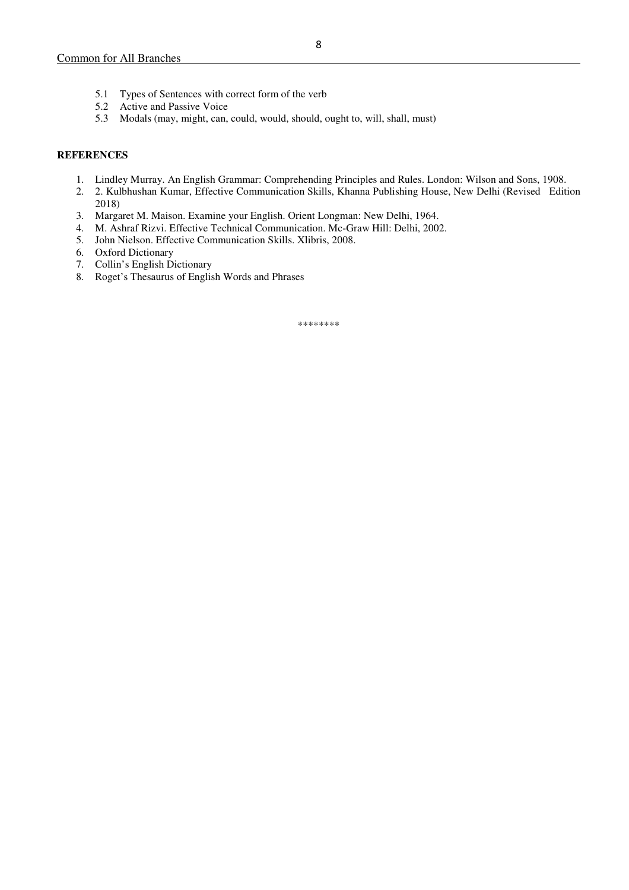5.1 Types of Sentences with correct form of the verb
5.2 Active and Passive Voice
5.3 Modals (may, might, can, could, would, should, ought to, will, shall, must)

**REFERENCES**

1. Lindley Murray. An English Grammar: Comprehending Principles and Rules. London: Wilson and Sons, 1908.
2. 2. Kulbhushan Kumar, Effective Communication Skills, Khanna Publishing House, New Delhi (Revised Edition 2018)
3. Margaret M. Maison. Examine your English. Orient Longman: New Delhi, 1964.
4. M. Ashraf Rizvi. Effective Technical Communication. Mc-Graw Hill: Delhi, 2002.
5. John Nielson. Effective Communication Skills. Xlibris, 2008.
6. Oxford Dictionary
7. Collin's English Dictionary
8. Roget's Thesaurus of English Words and Phrases

********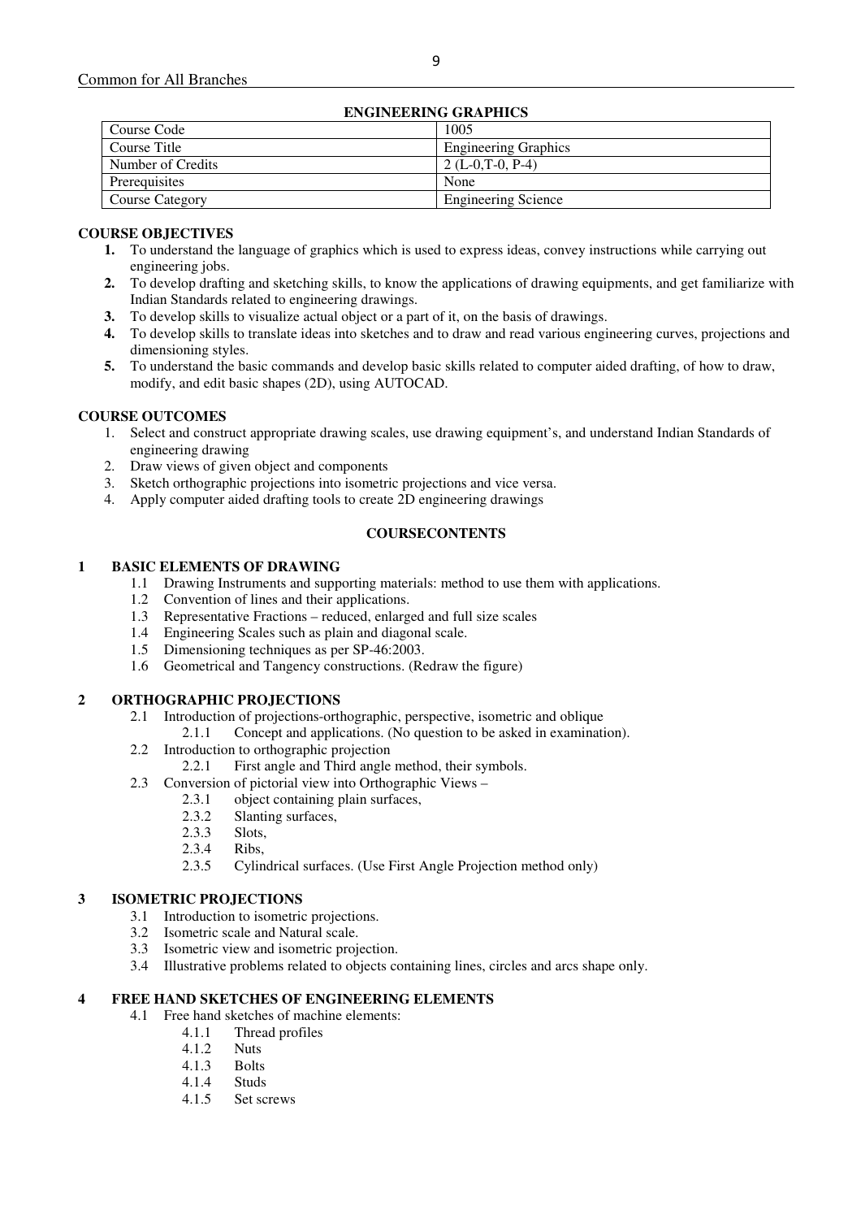Common for All Branches

## ENGINEERING GRAPHICS

| Course Code | 1005 |
|---|---|
| Course Title | Engineering Graphics |
| Number of Credits | 2 (L-0,T-0, P-4) |
| Prerequisites | None |
| Course Category | Engineering Science |

### COURSE OBJECTIVES

1. To understand the language of graphics which is used to express ideas, convey instructions while carrying out engineering jobs.
2. To develop drafting and sketching skills, to know the applications of drawing equipments, and get familiarize with Indian Standards related to engineering drawings.
3. To develop skills to visualize actual object or a part of it, on the basis of drawings.
4. To develop skills to translate ideas into sketches and to draw and read various engineering curves, projections and dimensioning styles.
5. To understand the basic commands and develop basic skills related to computer aided drafting, of how to draw, modify, and edit basic shapes (2D), using AUTOCAD.

### COURSE OUTCOMES

1. Select and construct appropriate drawing scales, use drawing equipment's, and understand Indian Standards of engineering drawing
2. Draw views of given object and components
3. Sketch orthographic projections into isometric projections and vice versa.
4. Apply computer aided drafting tools to create 2D engineering drawings

### COURSECONTENTS

**1 BASIC ELEMENTS OF DRAWING**

- 1.1 Drawing Instruments and supporting materials: method to use them with applications.
- 1.2 Convention of lines and their applications.
- 1.3 Representative Fractions – reduced, enlarged and full size scales
- 1.4 Engineering Scales such as plain and diagonal scale.
- 1.5 Dimensioning techniques as per SP-46:2003.
- 1.6 Geometrical and Tangency constructions. (Redraw the figure)

**2 ORTHOGRAPHIC PROJECTIONS**

- 2.1 Introduction of projections-orthographic, perspective, isometric and oblique
  - 2.1.1 Concept and applications. (No question to be asked in examination).
- 2.2 Introduction to orthographic projection
  - 2.2.1 First angle and Third angle method, their symbols.
- 2.3 Conversion of pictorial view into Orthographic Views –
  - 2.3.1 object containing plain surfaces,
  - 2.3.2 Slanting surfaces,
  - 2.3.3 Slots,
  - 2.3.4 Ribs,
  - 2.3.5 Cylindrical surfaces. (Use First Angle Projection method only)

**3 ISOMETRIC PROJECTIONS**

- 3.1 Introduction to isometric projections.
- 3.2 Isometric scale and Natural scale.
- 3.3 Isometric view and isometric projection.
- 3.4 Illustrative problems related to objects containing lines, circles and arcs shape only.

**4 FREE HAND SKETCHES OF ENGINEERING ELEMENTS**

- 4.1 Free hand sketches of machine elements:
  - 4.1.1 Thread profiles
  - 4.1.2 Nuts
  - 4.1.3 Bolts
  - 4.1.4 Studs
  - 4.1.5 Set screws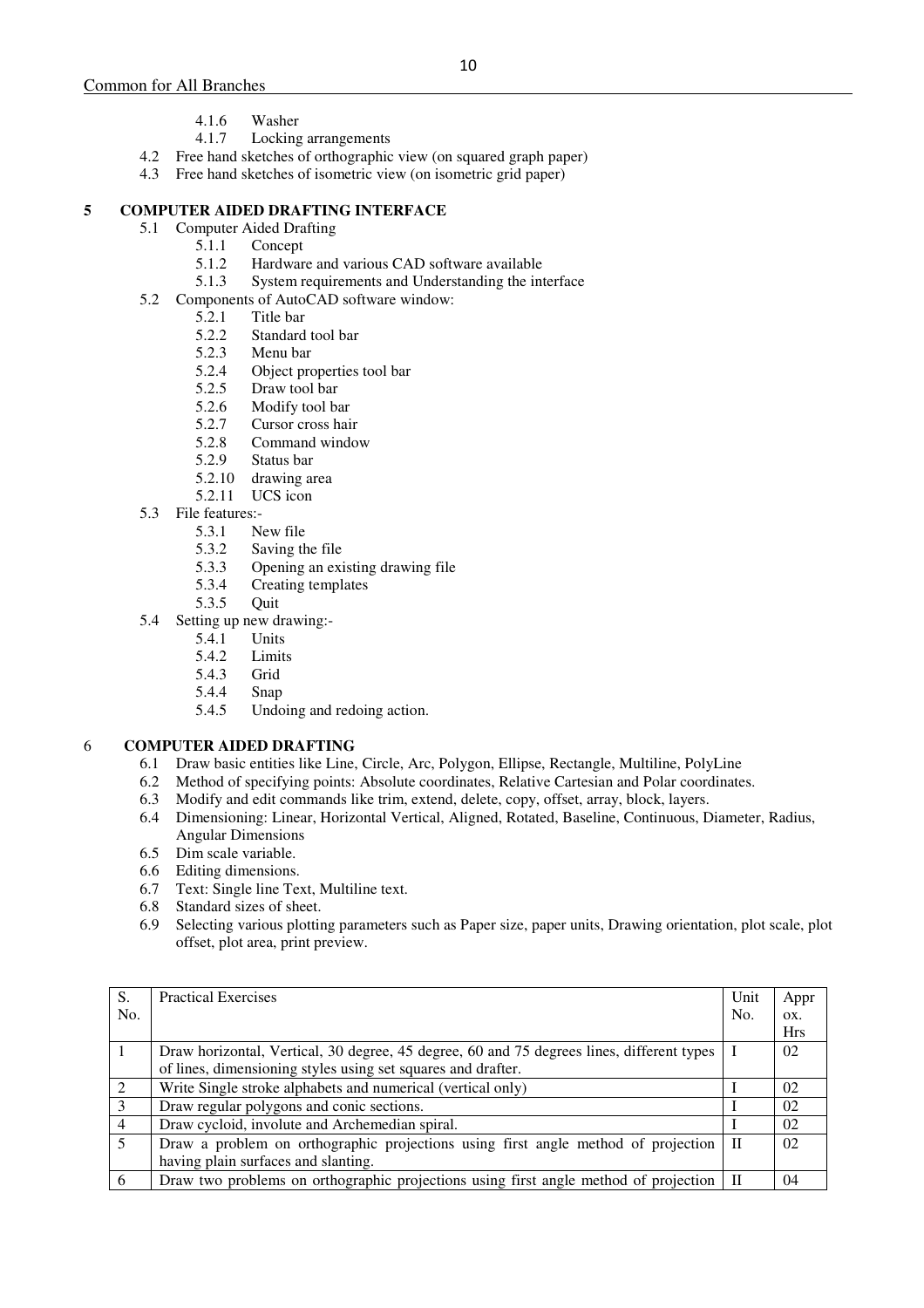- 4.1.6 Washer
- 4.1.7 Locking arrangements
- 4.2 Free hand sketches of orthographic view (on squared graph paper)
- 4.3 Free hand sketches of isometric view (on isometric grid paper)

## 5 COMPUTER AIDED DRAFTING INTERFACE

- 5.1 Computer Aided Drafting
  - 5.1.1 Concept
  - 5.1.2 Hardware and various CAD software available
  - 5.1.3 System requirements and Understanding the interface
- 5.2 Components of AutoCAD software window:
  - 5.2.1 Title bar
  - 5.2.2 Standard tool bar
  - 5.2.3 Menu bar
  - 5.2.4 Object properties tool bar
  - 5.2.5 Draw tool bar
  - 5.2.6 Modify tool bar
  - 5.2.7 Cursor cross hair
  - 5.2.8 Command window
  - 5.2.9 Status bar
  - 5.2.10 drawing area
  - 5.2.11 UCS icon
- 5.3 File features:-
  - 5.3.1 New file
  - 5.3.2 Saving the file
  - 5.3.3 Opening an existing drawing file
  - 5.3.4 Creating templates
  - 5.3.5 Quit
- 5.4 Setting up new drawing:-
  - 5.4.1 Units
  - 5.4.2 Limits
  - 5.4.3 Grid
  - 5.4.4 Snap
  - 5.4.5 Undoing and redoing action.

## 6 COMPUTER AIDED DRAFTING

- 6.1 Draw basic entities like Line, Circle, Arc, Polygon, Ellipse, Rectangle, Multiline, PolyLine
- 6.2 Method of specifying points: Absolute coordinates, Relative Cartesian and Polar coordinates.
- 6.3 Modify and edit commands like trim, extend, delete, copy, offset, array, block, layers.
- 6.4 Dimensioning: Linear, Horizontal Vertical, Aligned, Rotated, Baseline, Continuous, Diameter, Radius, Angular Dimensions
- 6.5 Dim scale variable.
- 6.6 Editing dimensions.
- 6.7 Text: Single line Text, Multiline text.
- 6.8 Standard sizes of sheet.
- 6.9 Selecting various plotting parameters such as Paper size, paper units, Drawing orientation, plot scale, plot offset, plot area, print preview.

| S. No. | Practical Exercises | Unit No. | Approx. Hrs |
|---|---|---|---|
| 1 | Draw horizontal, Vertical, 30 degree, 45 degree, 60 and 75 degrees lines, different types of lines, dimensioning styles using set squares and drafter. | I | 02 |
| 2 | Write Single stroke alphabets and numerical (vertical only) | I | 02 |
| 3 | Draw regular polygons and conic sections. | I | 02 |
| 4 | Draw cycloid, involute and Archemedian spiral. | I | 02 |
| 5 | Draw a problem on orthographic projections using first angle method of projection having plain surfaces and slanting. | II | 02 |
| 6 | Draw two problems on orthographic projections using first angle method of projection | II | 04 |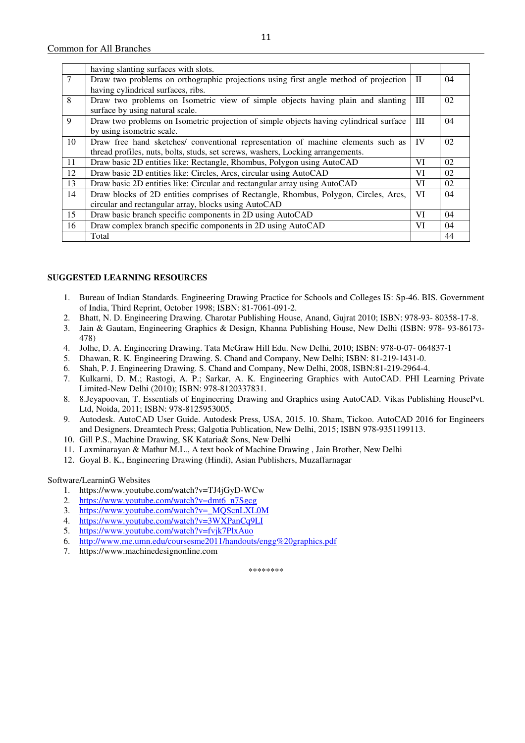|  |  |  |  |
|---|---|---|---|
|  | having slanting surfaces with slots. |  |  |
| 7 | Draw two problems on orthographic projections using first angle method of projection having cylindrical surfaces, ribs. | II | 04 |
| 8 | Draw two problems on Isometric view of simple objects having plain and slanting surface by using natural scale. | III | 02 |
| 9 | Draw two problems on Isometric projection of simple objects having cylindrical surface by using isometric scale. | III | 04 |
| 10 | Draw free hand sketches/ conventional representation of machine elements such as thread profiles, nuts, bolts, studs, set screws, washers, Locking arrangements. | IV | 02 |
| 11 | Draw basic 2D entities like: Rectangle, Rhombus, Polygon using AutoCAD | VI | 02 |
| 12 | Draw basic 2D entities like: Circles, Arcs, circular using AutoCAD | VI | 02 |
| 13 | Draw basic 2D entities like: Circular and rectangular array using AutoCAD | VI | 02 |
| 14 | Draw blocks of 2D entities comprises of Rectangle, Rhombus, Polygon, Circles, Arcs, circular and rectangular array, blocks using AutoCAD | VI | 04 |
| 15 | Draw basic branch specific components in 2D using AutoCAD | VI | 04 |
| 16 | Draw complex branch specific components in 2D using AutoCAD | VI | 04 |
|  | Total |  | 44 |

**SUGGESTED LEARNING RESOURCES**

1. Bureau of Indian Standards. Engineering Drawing Practice for Schools and Colleges IS: Sp-46. BIS. Government of India, Third Reprint, October 1998; ISBN: 81-7061-091-2.
2. Bhatt, N. D. Engineering Drawing. Charotar Publishing House, Anand, Gujrat 2010; ISBN: 978-93- 80358-17-8.
3. Jain & Gautam, Engineering Graphics & Design, Khanna Publishing House, New Delhi (ISBN: 978- 93-86173-478)
4. Jolhe, D. A. Engineering Drawing. Tata McGraw Hill Edu. New Delhi, 2010; ISBN: 978-0-07- 064837-1
5. Dhawan, R. K. Engineering Drawing. S. Chand and Company, New Delhi; ISBN: 81-219-1431-0.
6. Shah, P. J. Engineering Drawing. S. Chand and Company, New Delhi, 2008, ISBN:81-219-2964-4.
7. Kulkarni, D. M.; Rastogi, A. P.; Sarkar, A. K. Engineering Graphics with AutoCAD. PHI Learning Private Limited-New Delhi (2010); ISBN: 978-8120337831.
8. 8.Jeyapoovan, T. Essentials of Engineering Drawing and Graphics using AutoCAD. Vikas Publishing HousePvt. Ltd, Noida, 2011; ISBN: 978-8125953005.
9. Autodesk. AutoCAD User Guide. Autodesk Press, USA, 2015. 10. Sham, Tickoo. AutoCAD 2016 for Engineers and Designers. Dreamtech Press; Galgotia Publication, New Delhi, 2015; ISBN 978-9351199113.
10. Gill P.S., Machine Drawing, SK Kataria& Sons, New Delhi
11. Laxminarayan & Mathur M.L., A text book of Machine Drawing , Jain Brother, New Delhi
12. Goyal B. K., Engineering Drawing (Hindi), Asian Publishers, Muzaffarnagar

Software/LearninG Websites

1. https://www.youtube.com/watch?v=TJ4jGyD-WCw
2. https://www.youtube.com/watch?v=dmt6_n7Sgcg
3. https://www.youtube.com/watch?v=_MQScnLXL0M
4. https://www.youtube.com/watch?v=3WXPanCq9LI
5. https://www.youtube.com/watch?v=fvjk7PlxAuo
6. http://www.me.umn.edu/coursesme2011/handouts/engg%20graphics.pdf
7. https://www.machinedesignonline.com

********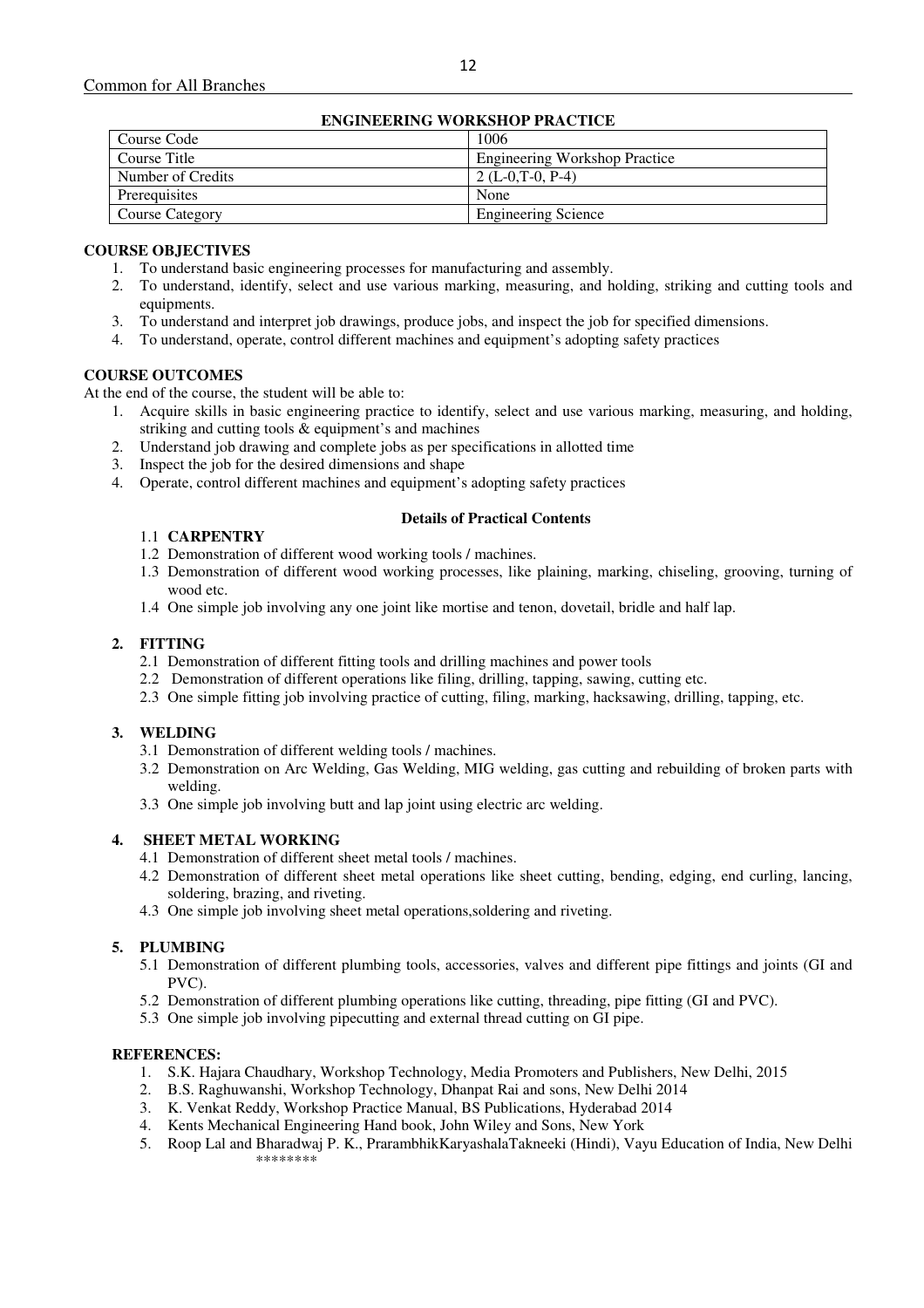Common for All Branches

## ENGINEERING WORKSHOP PRACTICE

| Course Code | 1006 |
|---|---|
| Course Title | Engineering Workshop Practice |
| Number of Credits | 2 (L-0,T-0, P-4) |
| Prerequisites | None |
| Course Category | Engineering Science |

### COURSE OBJECTIVES

1. To understand basic engineering processes for manufacturing and assembly.
2. To understand, identify, select and use various marking, measuring, and holding, striking and cutting tools and equipments.
3. To understand and interpret job drawings, produce jobs, and inspect the job for specified dimensions.
4. To understand, operate, control different machines and equipment's adopting safety practices

### COURSE OUTCOMES

At the end of the course, the student will be able to:

1. Acquire skills in basic engineering practice to identify, select and use various marking, measuring, and holding, striking and cutting tools & equipment's and machines
2. Understand job drawing and complete jobs as per specifications in allotted time
3. Inspect the job for the desired dimensions and shape
4. Operate, control different machines and equipment's adopting safety practices

### Details of Practical Contents

1.1 **CARPENTRY**

1.2 Demonstration of different wood working tools / machines.

1.3 Demonstration of different wood working processes, like plaining, marking, chiseling, grooving, turning of wood etc.

1.4 One simple job involving any one joint like mortise and tenon, dovetail, bridle and half lap.

**2. FITTING**

2.1 Demonstration of different fitting tools and drilling machines and power tools

2.2 Demonstration of different operations like filing, drilling, tapping, sawing, cutting etc.

2.3 One simple fitting job involving practice of cutting, filing, marking, hacksawing, drilling, tapping, etc.

**3. WELDING**

3.1 Demonstration of different welding tools / machines.

3.2 Demonstration on Arc Welding, Gas Welding, MIG welding, gas cutting and rebuilding of broken parts with welding.

3.3 One simple job involving butt and lap joint using electric arc welding.

**4. SHEET METAL WORKING**

4.1 Demonstration of different sheet metal tools / machines.

4.2 Demonstration of different sheet metal operations like sheet cutting, bending, edging, end curling, lancing, soldering, brazing, and riveting.

4.3 One simple job involving sheet metal operations,soldering and riveting.

**5. PLUMBING**

5.1 Demonstration of different plumbing tools, accessories, valves and different pipe fittings and joints (GI and PVC).

5.2 Demonstration of different plumbing operations like cutting, threading, pipe fitting (GI and PVC).

5.3 One simple job involving pipecutting and external thread cutting on GI pipe.

### REFERENCES:

1. S.K. Hajara Chaudhary, Workshop Technology, Media Promoters and Publishers, New Delhi, 2015
2. B.S. Raghuwanshi, Workshop Technology, Dhanpat Rai and sons, New Delhi 2014
3. K. Venkat Reddy, Workshop Practice Manual, BS Publications, Hyderabad 2014
4. Kents Mechanical Engineering Hand book, John Wiley and Sons, New York
5. Roop Lal and Bharadwaj P. K., PrarambhikKaryashalaTakneeki (Hindi), Vayu Education of India, New Delhi

********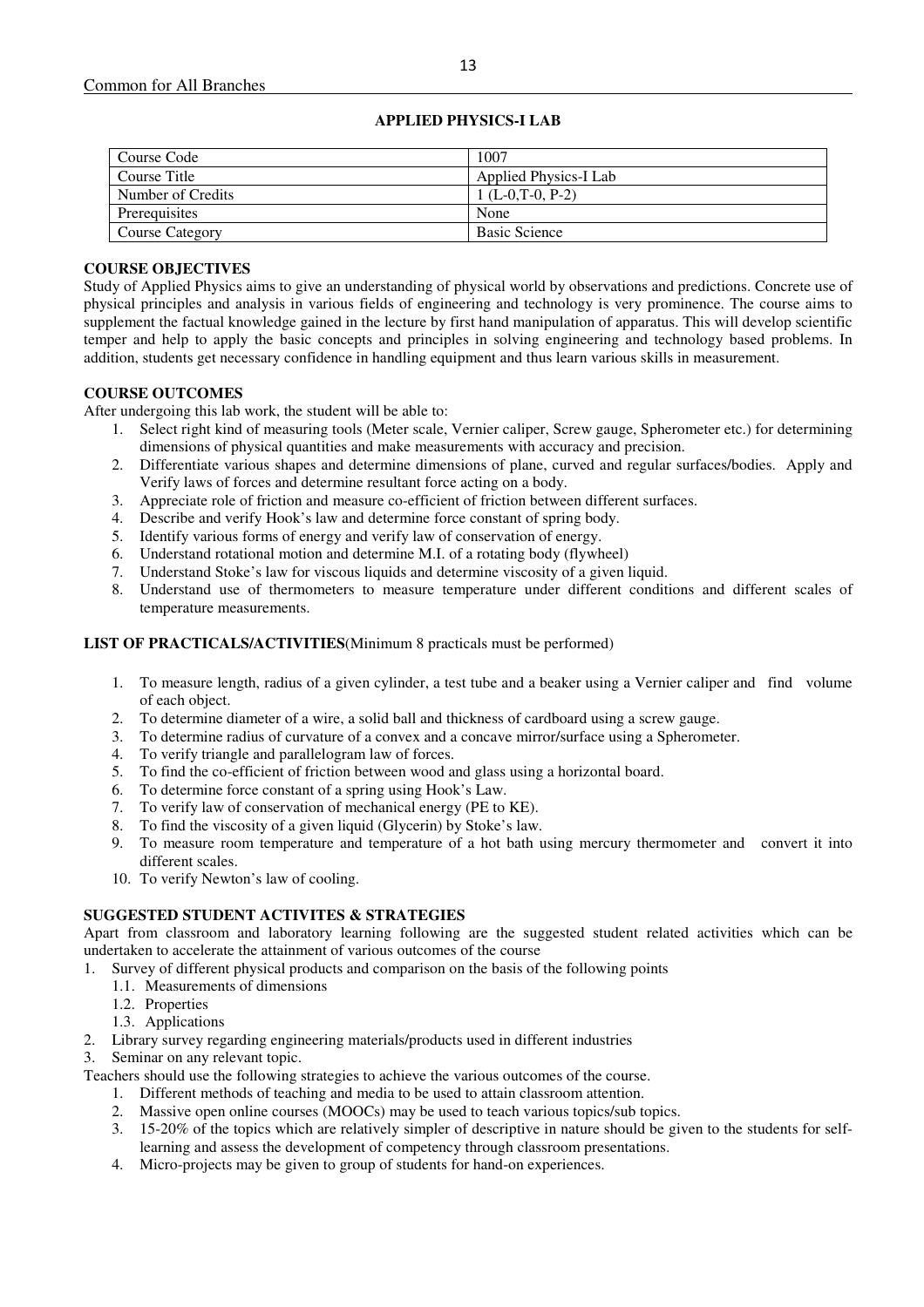Common for All Branches

## APPLIED PHYSICS-I LAB

| Course Code | 1007 |
|---|---|
| Course Title | Applied Physics-I Lab |
| Number of Credits | 1 (L-0,T-0, P-2) |
| Prerequisites | None |
| Course Category | Basic Science |

### COURSE OBJECTIVES

Study of Applied Physics aims to give an understanding of physical world by observations and predictions. Concrete use of physical principles and analysis in various fields of engineering and technology is very prominence. The course aims to supplement the factual knowledge gained in the lecture by first hand manipulation of apparatus. This will develop scientific temper and help to apply the basic concepts and principles in solving engineering and technology based problems. In addition, students get necessary confidence in handling equipment and thus learn various skills in measurement.

### COURSE OUTCOMES

After undergoing this lab work, the student will be able to:

1. Select right kind of measuring tools (Meter scale, Vernier caliper, Screw gauge, Spherometer etc.) for determining dimensions of physical quantities and make measurements with accuracy and precision.
2. Differentiate various shapes and determine dimensions of plane, curved and regular surfaces/bodies. Apply and Verify laws of forces and determine resultant force acting on a body.
3. Appreciate role of friction and measure co-efficient of friction between different surfaces.
4. Describe and verify Hook's law and determine force constant of spring body.
5. Identify various forms of energy and verify law of conservation of energy.
6. Understand rotational motion and determine M.I. of a rotating body (flywheel)
7. Understand Stoke's law for viscous liquids and determine viscosity of a given liquid.
8. Understand use of thermometers to measure temperature under different conditions and different scales of temperature measurements.

### LIST OF PRACTICALS/ACTIVITIES(Minimum 8 practicals must be performed)

1. To measure length, radius of a given cylinder, a test tube and a beaker using a Vernier caliper and find volume of each object.
2. To determine diameter of a wire, a solid ball and thickness of cardboard using a screw gauge.
3. To determine radius of curvature of a convex and a concave mirror/surface using a Spherometer.
4. To verify triangle and parallelogram law of forces.
5. To find the co-efficient of friction between wood and glass using a horizontal board.
6. To determine force constant of a spring using Hook's Law.
7. To verify law of conservation of mechanical energy (PE to KE).
8. To find the viscosity of a given liquid (Glycerin) by Stoke's law.
9. To measure room temperature and temperature of a hot bath using mercury thermometer and convert it into different scales.
10. To verify Newton's law of cooling.

### SUGGESTED STUDENT ACTIVITES & STRATEGIES

Apart from classroom and laboratory learning following are the suggested student related activities which can be undertaken to accelerate the attainment of various outcomes of the course

1. Survey of different physical products and comparison on the basis of the following points
   1.1. Measurements of dimensions
   1.2. Properties
   1.3. Applications
2. Library survey regarding engineering materials/products used in different industries
3. Seminar on any relevant topic.

Teachers should use the following strategies to achieve the various outcomes of the course.

1. Different methods of teaching and media to be used to attain classroom attention.
2. Massive open online courses (MOOCs) may be used to teach various topics/sub topics.
3. 15-20% of the topics which are relatively simpler of descriptive in nature should be given to the students for self-learning and assess the development of competency through classroom presentations.
4. Micro-projects may be given to group of students for hand-on experiences.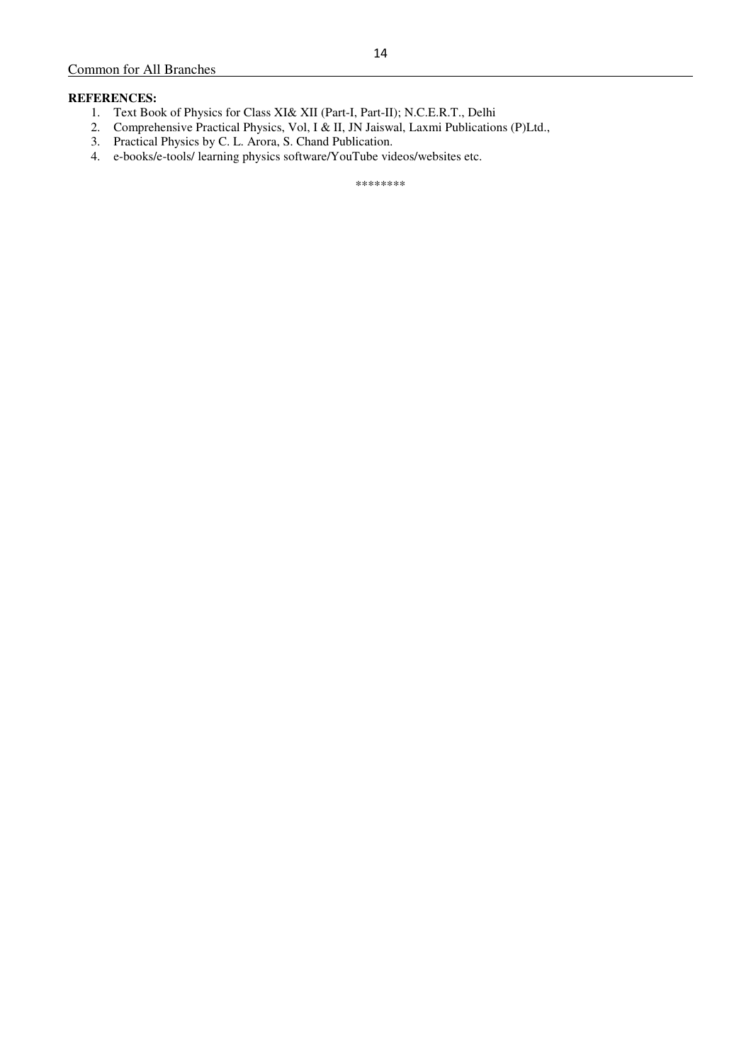**REFERENCES:**

1. Text Book of Physics for Class XI& XII (Part-I, Part-II); N.C.E.R.T., Delhi
2. Comprehensive Practical Physics, Vol, I & II, JN Jaiswal, Laxmi Publications (P)Ltd.,
3. Practical Physics by C. L. Arora, S. Chand Publication.
4. e-books/e-tools/ learning physics software/YouTube videos/websites etc.

********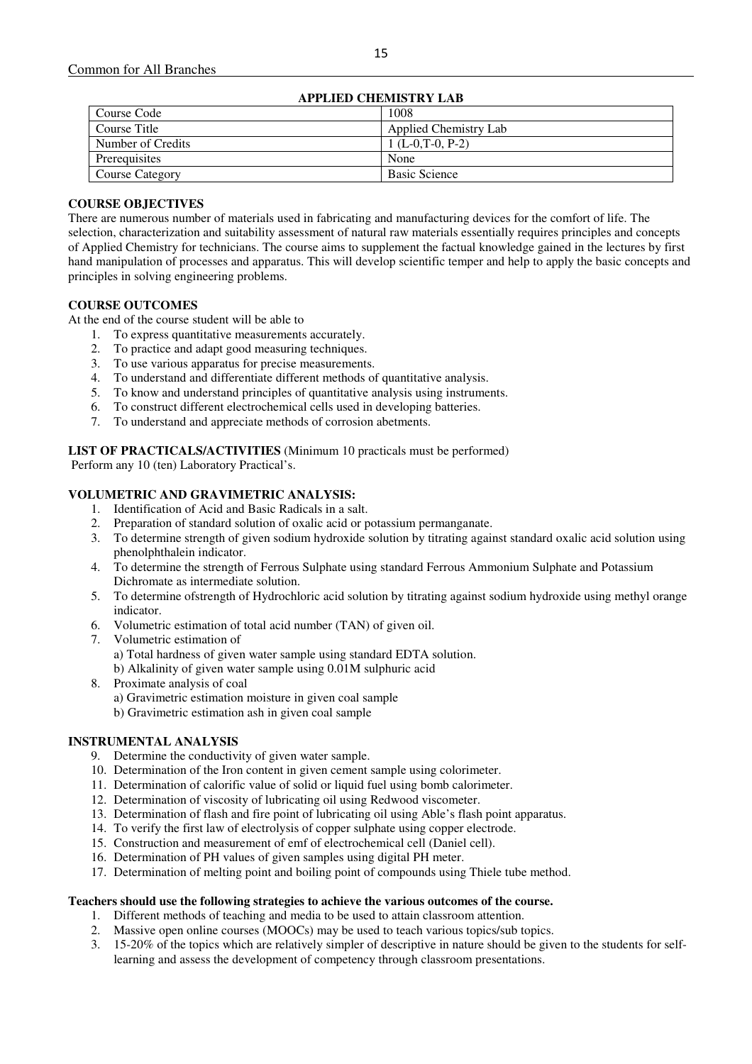Common for All Branches

## APPLIED CHEMISTRY LAB

| Course Code | 1008 |
|---|---|
| Course Title | Applied Chemistry Lab |
| Number of Credits | 1 (L-0,T-0, P-2) |
| Prerequisites | None |
| Course Category | Basic Science |

### COURSE OBJECTIVES

There are numerous number of materials used in fabricating and manufacturing devices for the comfort of life. The selection, characterization and suitability assessment of natural raw materials essentially requires principles and concepts of Applied Chemistry for technicians. The course aims to supplement the factual knowledge gained in the lectures by first hand manipulation of processes and apparatus. This will develop scientific temper and help to apply the basic concepts and principles in solving engineering problems.

### COURSE OUTCOMES

At the end of the course student will be able to

1. To express quantitative measurements accurately.
2. To practice and adapt good measuring techniques.
3. To use various apparatus for precise measurements.
4. To understand and differentiate different methods of quantitative analysis.
5. To know and understand principles of quantitative analysis using instruments.
6. To construct different electrochemical cells used in developing batteries.
7. To understand and appreciate methods of corrosion abetments.

**LIST OF PRACTICALS/ACTIVITIES** (Minimum 10 practicals must be performed)
Perform any 10 (ten) Laboratory Practical's.

### VOLUMETRIC AND GRAVIMETRIC ANALYSIS:

1. Identification of Acid and Basic Radicals in a salt.
2. Preparation of standard solution of oxalic acid or potassium permanganate.
3. To determine strength of given sodium hydroxide solution by titrating against standard oxalic acid solution using phenolphthalein indicator.
4. To determine the strength of Ferrous Sulphate using standard Ferrous Ammonium Sulphate and Potassium Dichromate as intermediate solution.
5. To determine ofstrength of Hydrochloric acid solution by titrating against sodium hydroxide using methyl orange indicator.
6. Volumetric estimation of total acid number (TAN) of given oil.
7. Volumetric estimation of
   a) Total hardness of given water sample using standard EDTA solution.
   b) Alkalinity of given water sample using 0.01M sulphuric acid
8. Proximate analysis of coal
   a) Gravimetric estimation moisture in given coal sample
   b) Gravimetric estimation ash in given coal sample

### INSTRUMENTAL ANALYSIS

9. Determine the conductivity of given water sample.
10. Determination of the Iron content in given cement sample using colorimeter.
11. Determination of calorific value of solid or liquid fuel using bomb calorimeter.
12. Determination of viscosity of lubricating oil using Redwood viscometer.
13. Determination of flash and fire point of lubricating oil using Able's flash point apparatus.
14. To verify the first law of electrolysis of copper sulphate using copper electrode.
15. Construction and measurement of emf of electrochemical cell (Daniel cell).
16. Determination of PH values of given samples using digital PH meter.
17. Determination of melting point and boiling point of compounds using Thiele tube method.

**Teachers should use the following strategies to achieve the various outcomes of the course.**

1. Different methods of teaching and media to be used to attain classroom attention.
2. Massive open online courses (MOOCs) may be used to teach various topics/sub topics.
3. 15-20% of the topics which are relatively simpler of descriptive in nature should be given to the students for self-learning and assess the development of competency through classroom presentations.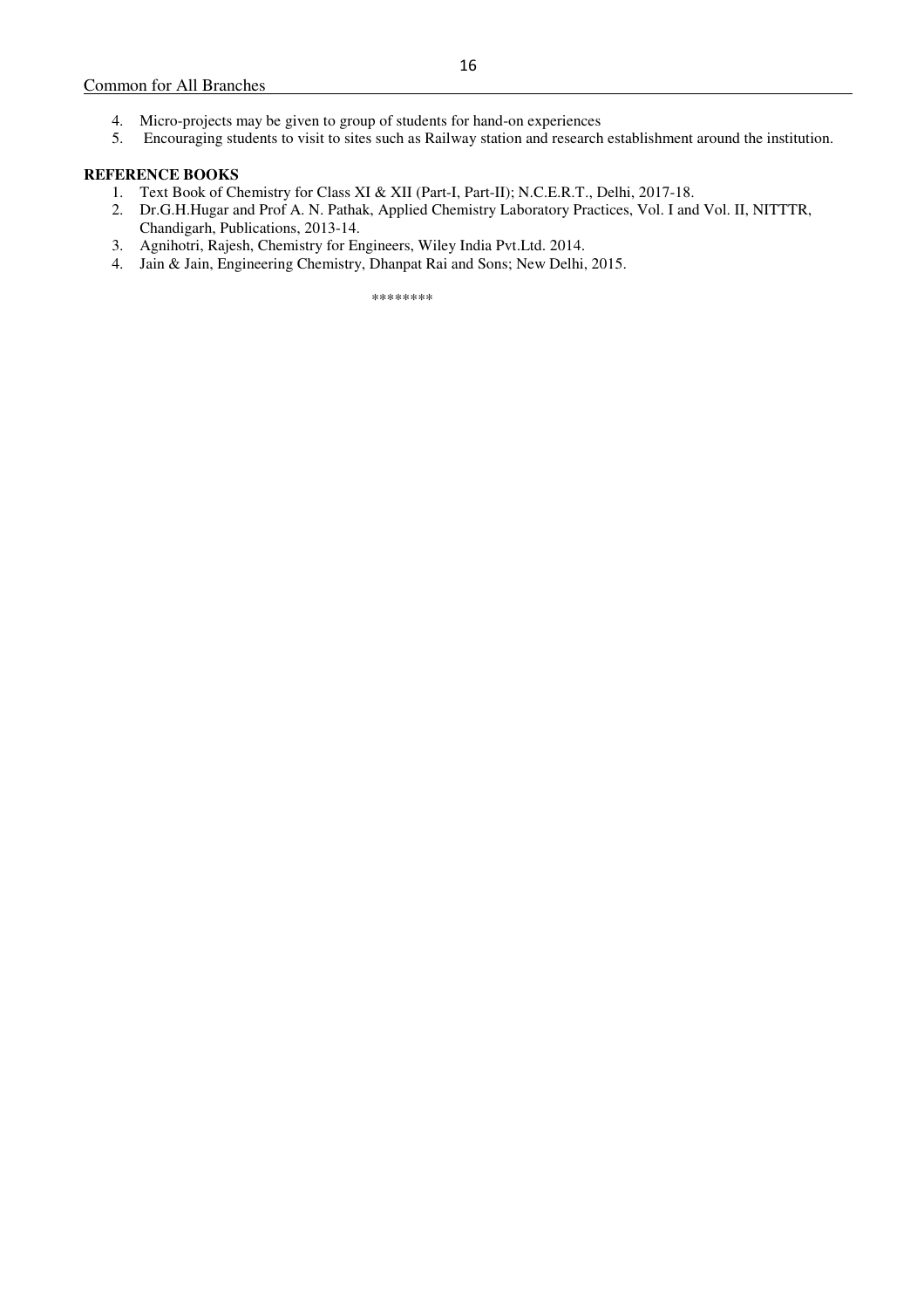4. Micro-projects may be given to group of students for hand-on experiences
5. Encouraging students to visit to sites such as Railway station and research establishment around the institution.

**REFERENCE BOOKS**

1. Text Book of Chemistry for Class XI & XII (Part-I, Part-II); N.C.E.R.T., Delhi, 2017-18.
2. Dr.G.H.Hugar and Prof A. N. Pathak, Applied Chemistry Laboratory Practices, Vol. I and Vol. II, NITTTR, Chandigarh, Publications, 2013-14.
3. Agnihotri, Rajesh, Chemistry for Engineers, Wiley India Pvt.Ltd. 2014.
4. Jain & Jain, Engineering Chemistry, Dhanpat Rai and Sons; New Delhi, 2015.

********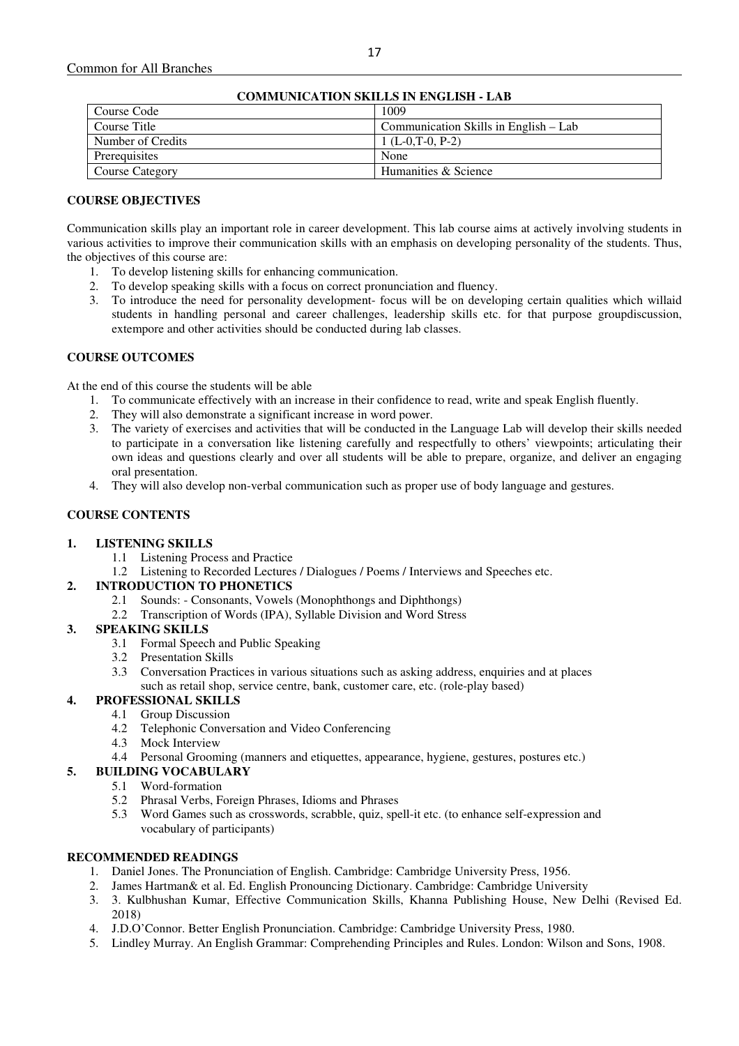Common for All Branches

## COMMUNICATION SKILLS IN ENGLISH - LAB

| Course Code | 1009 |
|---|---|
| Course Title | Communication Skills in English – Lab |
| Number of Credits | 1 (L-0,T-0, P-2) |
| Prerequisites | None |
| Course Category | Humanities & Science |

### COURSE OBJECTIVES

Communication skills play an important role in career development. This lab course aims at actively involving students in various activities to improve their communication skills with an emphasis on developing personality of the students. Thus, the objectives of this course are:

1. To develop listening skills for enhancing communication.
2. To develop speaking skills with a focus on correct pronunciation and fluency.
3. To introduce the need for personality development- focus will be on developing certain qualities which willaid students in handling personal and career challenges, leadership skills etc. for that purpose groupdiscussion, extempore and other activities should be conducted during lab classes.

### COURSE OUTCOMES

At the end of this course the students will be able

1. To communicate effectively with an increase in their confidence to read, write and speak English fluently.
2. They will also demonstrate a significant increase in word power.
3. The variety of exercises and activities that will be conducted in the Language Lab will develop their skills needed to participate in a conversation like listening carefully and respectfully to others' viewpoints; articulating their own ideas and questions clearly and over all students will be able to prepare, organize, and deliver an engaging oral presentation.
4. They will also develop non-verbal communication such as proper use of body language and gestures.

### COURSE CONTENTS

1. **LISTENING SKILLS**
   - 1.1 Listening Process and Practice
   - 1.2 Listening to Recorded Lectures / Dialogues / Poems / Interviews and Speeches etc.
2. **INTRODUCTION TO PHONETICS**
   - 2.1 Sounds: - Consonants, Vowels (Monophthongs and Diphthongs)
   - 2.2 Transcription of Words (IPA), Syllable Division and Word Stress
3. **SPEAKING SKILLS**
   - 3.1 Formal Speech and Public Speaking
   - 3.2 Presentation Skills
   - 3.3 Conversation Practices in various situations such as asking address, enquiries and at places such as retail shop, service centre, bank, customer care, etc. (role-play based)
4. **PROFESSIONAL SKILLS**
   - 4.1 Group Discussion
   - 4.2 Telephonic Conversation and Video Conferencing
   - 4.3 Mock Interview
   - 4.4 Personal Grooming (manners and etiquettes, appearance, hygiene, gestures, postures etc.)
5. **BUILDING VOCABULARY**
   - 5.1 Word-formation
   - 5.2 Phrasal Verbs, Foreign Phrases, Idioms and Phrases
   - 5.3 Word Games such as crosswords, scrabble, quiz, spell-it etc. (to enhance self-expression and vocabulary of participants)

### RECOMMENDED READINGS

1. Daniel Jones. The Pronunciation of English. Cambridge: Cambridge University Press, 1956.
2. James Hartman& et al. Ed. English Pronouncing Dictionary. Cambridge: Cambridge University
3. 3. Kulbhushan Kumar, Effective Communication Skills, Khanna Publishing House, New Delhi (Revised Ed. 2018)
4. J.D.O'Connor. Better English Pronunciation. Cambridge: Cambridge University Press, 1980.
5. Lindley Murray. An English Grammar: Comprehending Principles and Rules. London: Wilson and Sons, 1908.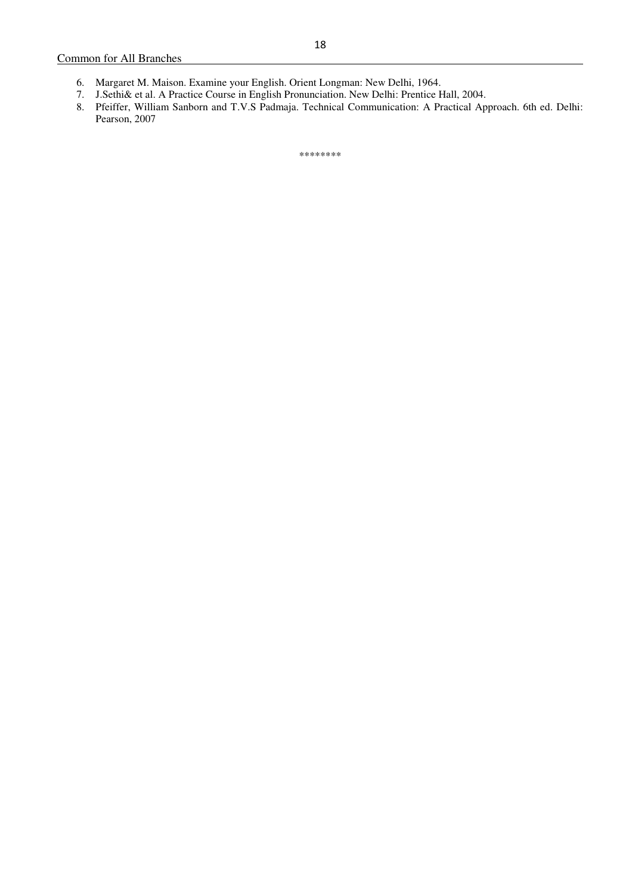6. Margaret M. Maison. Examine your English. Orient Longman: New Delhi, 1964.
7. J.Sethi& et al. A Practice Course in English Pronunciation. New Delhi: Prentice Hall, 2004.
8. Pfeiffer, William Sanborn and T.V.S Padmaja. Technical Communication: A Practical Approach. 6th ed. Delhi: Pearson, 2007

********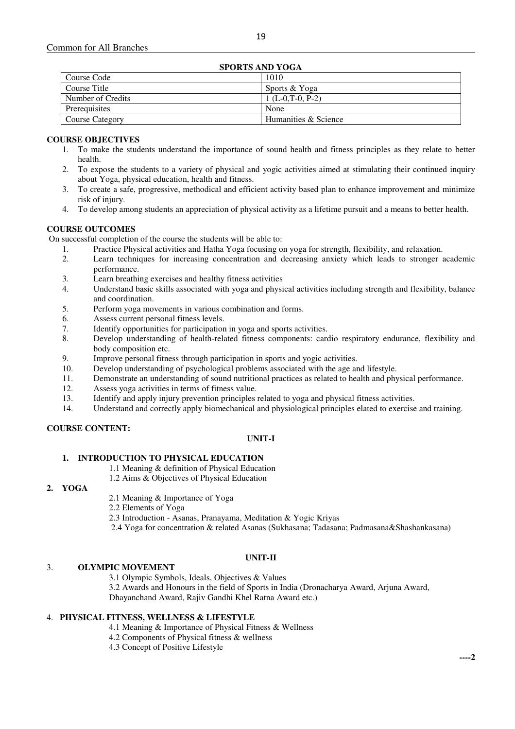Common for All Branches

## SPORTS AND YOGA

| Course Code | 1010 |
|---|---|
| Course Title | Sports & Yoga |
| Number of Credits | 1 (L-0,T-0, P-2) |
| Prerequisites | None |
| Course Category | Humanities & Science |

### COURSE OBJECTIVES

1. To make the students understand the importance of sound health and fitness principles as they relate to better health.
2. To expose the students to a variety of physical and yogic activities aimed at stimulating their continued inquiry about Yoga, physical education, health and fitness.
3. To create a safe, progressive, methodical and efficient activity based plan to enhance improvement and minimize risk of injury.
4. To develop among students an appreciation of physical activity as a lifetime pursuit and a means to better health.

### COURSE OUTCOMES

On successful completion of the course the students will be able to:

1. Practice Physical activities and Hatha Yoga focusing on yoga for strength, flexibility, and relaxation.
2. Learn techniques for increasing concentration and decreasing anxiety which leads to stronger academic performance.
3. Learn breathing exercises and healthy fitness activities
4. Understand basic skills associated with yoga and physical activities including strength and flexibility, balance and coordination.
5. Perform yoga movements in various combination and forms.
6. Assess current personal fitness levels.
7. Identify opportunities for participation in yoga and sports activities.
8. Develop understanding of health-related fitness components: cardio respiratory endurance, flexibility and body composition etc.
9. Improve personal fitness through participation in sports and yogic activities.
10. Develop understanding of psychological problems associated with the age and lifestyle.
11. Demonstrate an understanding of sound nutritional practices as related to health and physical performance.
12. Assess yoga activities in terms of fitness value.
13. Identify and apply injury prevention principles related to yoga and physical fitness activities.
14. Understand and correctly apply biomechanical and physiological principles elated to exercise and training.

### COURSE CONTENT:

#### UNIT-I

**1. INTRODUCTION TO PHYSICAL EDUCATION**

1.1 Meaning & definition of Physical Education
1.2 Aims & Objectives of Physical Education

**2. YOGA**

2.1 Meaning & Importance of Yoga
2.2 Elements of Yoga
2.3 Introduction - Asanas, Pranayama, Meditation & Yogic Kriyas
2.4 Yoga for concentration & related Asanas (Sukhasana; Tadasana; Padmasana&Shashankasana)

#### UNIT-II

**3. OLYMPIC MOVEMENT**

3.1 Olympic Symbols, Ideals, Objectives & Values
3.2 Awards and Honours in the field of Sports in India (Dronacharya Award, Arjuna Award, Dhayanchand Award, Rajiv Gandhi Khel Ratna Award etc.)

**4. PHYSICAL FITNESS, WELLNESS & LIFESTYLE**

4.1 Meaning & Importance of Physical Fitness & Wellness
4.2 Components of Physical fitness & wellness
4.3 Concept of Positive Lifestyle

----2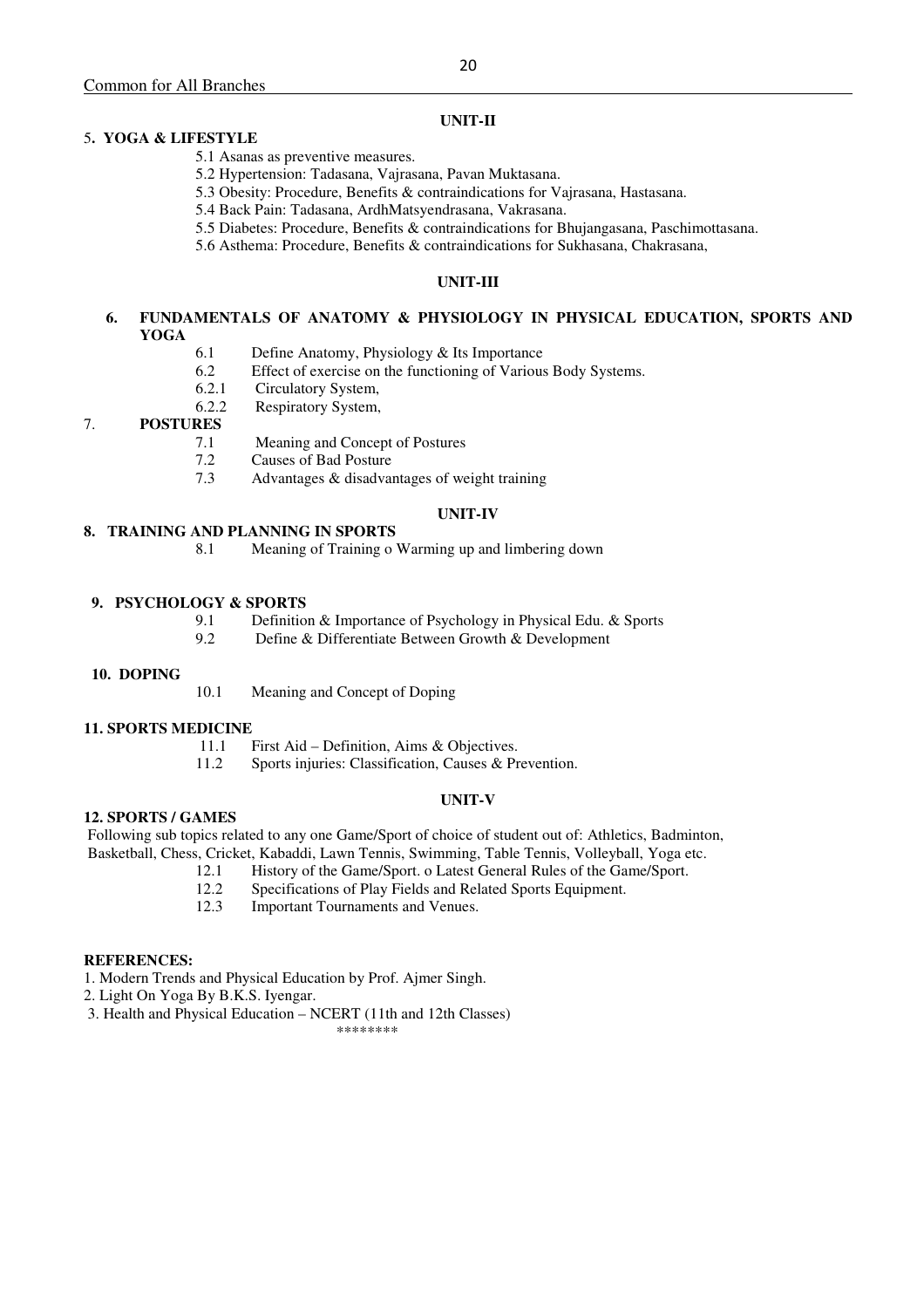## UNIT-II

### 5. YOGA & LIFESTYLE

5.1 Asanas as preventive measures.
5.2 Hypertension: Tadasana, Vajrasana, Pavan Muktasana.
5.3 Obesity: Procedure, Benefits & contraindications for Vajrasana, Hastasana.
5.4 Back Pain: Tadasana, ArdhMatsyendrasana, Vakrasana.
5.5 Diabetes: Procedure, Benefits & contraindications for Bhujangasana, Paschimottasana.
5.6 Asthema: Procedure, Benefits & contraindications for Sukhasana, Chakrasana,

## UNIT-III

### 6. FUNDAMENTALS OF ANATOMY & PHYSIOLOGY IN PHYSICAL EDUCATION, SPORTS AND YOGA

6.1 Define Anatomy, Physiology & Its Importance
6.2 Effect of exercise on the functioning of Various Body Systems.
6.2.1 Circulatory System,
6.2.2 Respiratory System,

### 7. POSTURES

7.1 Meaning and Concept of Postures
7.2 Causes of Bad Posture
7.3 Advantages & disadvantages of weight training

## UNIT-IV

### 8. TRAINING AND PLANNING IN SPORTS

8.1 Meaning of Training o Warming up and limbering down

### 9. PSYCHOLOGY & SPORTS

9.1 Definition & Importance of Psychology in Physical Edu. & Sports
9.2 Define & Differentiate Between Growth & Development

### 10. DOPING

10.1 Meaning and Concept of Doping

### 11. SPORTS MEDICINE

11.1 First Aid – Definition, Aims & Objectives.
11.2 Sports injuries: Classification, Causes & Prevention.

## UNIT-V

### 12. SPORTS / GAMES

Following sub topics related to any one Game/Sport of choice of student out of: Athletics, Badminton, Basketball, Chess, Cricket, Kabaddi, Lawn Tennis, Swimming, Table Tennis, Volleyball, Yoga etc.

12.1 History of the Game/Sport. o Latest General Rules of the Game/Sport.
12.2 Specifications of Play Fields and Related Sports Equipment.
12.3 Important Tournaments and Venues.

### REFERENCES:

1. Modern Trends and Physical Education by Prof. Ajmer Singh.
2. Light On Yoga By B.K.S. Iyengar.
3. Health and Physical Education – NCERT (11th and 12th Classes)

********